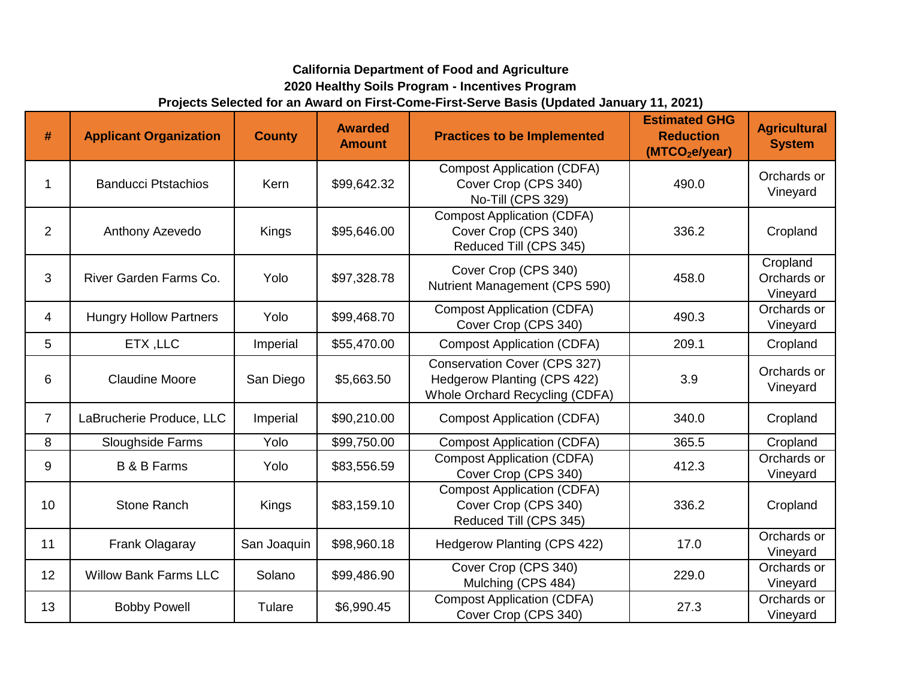**California Department of Food and Agriculture**

**2020 Healthy Soils Program - Incentives Program**

**Projects Selected for an Award on First-Come-First-Serve Basis (Updated January 11, 2021)**

| # | Applicant Organization | County | Awarded Amount | Practices to be Implemented | Estimated GHG Reduction ($MTCO_2e$/year) | Agricultural System |
|---|---|---|---|---|---|---|
| 1 | Banducci Ptstachios | Kern | $99,642.32 | Compost Application (CDFA)<br>Cover Crop (CPS 340)<br>No-Till (CPS 329) | 490.0 | Orchards or Vineyard |
| 2 | Anthony Azevedo | Kings | $95,646.00 | Compost Application (CDFA)<br>Cover Crop (CPS 340)<br>Reduced Till (CPS 345) | 336.2 | Cropland |
| 3 | River Garden Farms Co. | Yolo | $97,328.78 | Cover Crop (CPS 340)<br>Nutrient Management (CPS 590) | 458.0 | Cropland<br>Orchards or Vineyard |
| 4 | Hungry Hollow Partners | Yolo | $99,468.70 | Compost Application (CDFA)<br>Cover Crop (CPS 340) | 490.3 | Orchards or Vineyard |
| 5 | ETX ,LLC | Imperial | $55,470.00 | Compost Application (CDFA) | 209.1 | Cropland |
| 6 | Claudine Moore | San Diego | $5,663.50 | Conservation Cover (CPS 327)<br>Hedgerow Planting (CPS 422)<br>Whole Orchard Recycling (CDFA) | 3.9 | Orchards or Vineyard |
| 7 | LaBrucherie Produce, LLC | Imperial | $90,210.00 | Compost Application (CDFA) | 340.0 | Cropland |
| 8 | Sloughside Farms | Yolo | $99,750.00 | Compost Application (CDFA) | 365.5 | Cropland |
| 9 | B & B Farms | Yolo | $83,556.59 | Compost Application (CDFA)<br>Cover Crop (CPS 340) | 412.3 | Orchards or Vineyard |
| 10 | Stone Ranch | Kings | $83,159.10 | Compost Application (CDFA)<br>Cover Crop (CPS 340)<br>Reduced Till (CPS 345) | 336.2 | Cropland |
| 11 | Frank Olagaray | San Joaquin | $98,960.18 | Hedgerow Planting (CPS 422) | 17.0 | Orchards or Vineyard |
| 12 | Willow Bank Farms LLC | Solano | $99,486.90 | Cover Crop (CPS 340)<br>Mulching (CPS 484) | 229.0 | Orchards or Vineyard |
| 13 | Bobby Powell | Tulare | $6,990.45 | Compost Application (CDFA)<br>Cover Crop (CPS 340) | 27.3 | Orchards or Vineyard |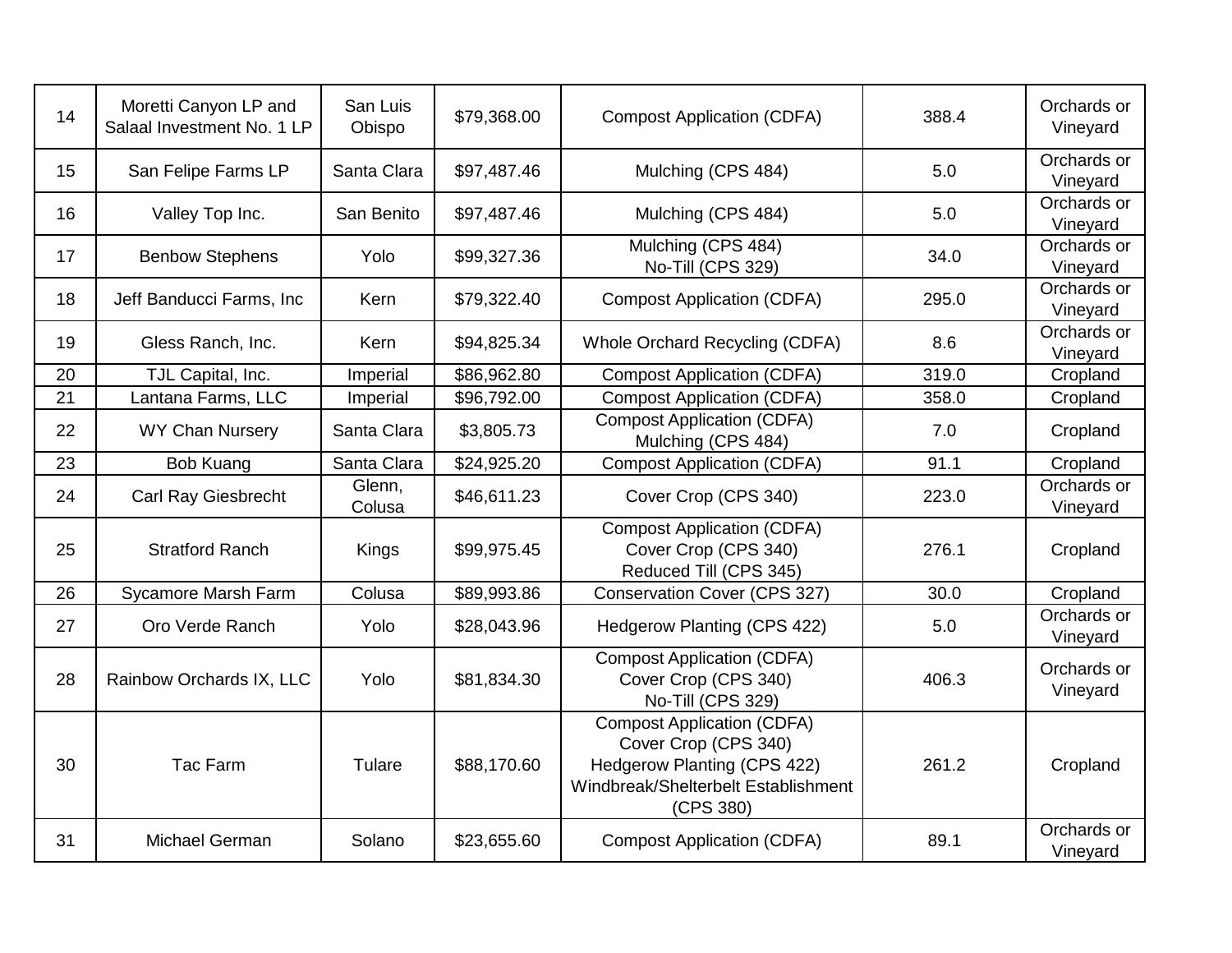| 14 | Moretti Canyon LP and Salaal Investment No. 1 LP | San Luis Obispo | $79,368.00 | Compost Application (CDFA) | 388.4 | Orchards or Vineyard |
|---|---|---|---|---|---|---|
| 15 | San Felipe Farms LP | Santa Clara | $97,487.46 | Mulching (CPS 484) | 5.0 | Orchards or Vineyard |
| 16 | Valley Top Inc. | San Benito | $97,487.46 | Mulching (CPS 484) | 5.0 | Orchards or Vineyard |
| 17 | Benbow Stephens | Yolo | $99,327.36 | Mulching (CPS 484)<br>No-Till (CPS 329) | 34.0 | Orchards or Vineyard |
| 18 | Jeff Banducci Farms, Inc | Kern | $79,322.40 | Compost Application (CDFA) | 295.0 | Orchards or Vineyard |
| 19 | Gless Ranch, Inc. | Kern | $94,825.34 | Whole Orchard Recycling (CDFA) | 8.6 | Orchards or Vineyard |
| 20 | TJL Capital, Inc. | Imperial | $86,962.80 | Compost Application (CDFA) | 319.0 | Cropland |
| 21 | Lantana Farms, LLC | Imperial | $96,792.00 | Compost Application (CDFA) | 358.0 | Cropland |
| 22 | WY Chan Nursery | Santa Clara | $3,805.73 | Compost Application (CDFA)<br>Mulching (CPS 484) | 7.0 | Cropland |
| 23 | Bob Kuang | Santa Clara | $24,925.20 | Compost Application (CDFA) | 91.1 | Cropland |
| 24 | Carl Ray Giesbrecht | Glenn, Colusa | $46,611.23 | Cover Crop (CPS 340) | 223.0 | Orchards or Vineyard |
| 25 | Stratford Ranch | Kings | $99,975.45 | Compost Application (CDFA)<br>Cover Crop (CPS 340)<br>Reduced Till (CPS 345) | 276.1 | Cropland |
| 26 | Sycamore Marsh Farm | Colusa | $89,993.86 | Conservation Cover (CPS 327) | 30.0 | Cropland |
| 27 | Oro Verde Ranch | Yolo | $28,043.96 | Hedgerow Planting (CPS 422) | 5.0 | Orchards or Vineyard |
| 28 | Rainbow Orchards IX, LLC | Yolo | $81,834.30 | Compost Application (CDFA)<br>Cover Crop (CPS 340)<br>No-Till (CPS 329) | 406.3 | Orchards or Vineyard |
| 30 | Tac Farm | Tulare | $88,170.60 | Compost Application (CDFA)<br>Cover Crop (CPS 340)<br>Hedgerow Planting (CPS 422)<br>Windbreak/Shelterbelt Establishment (CPS 380) | 261.2 | Cropland |
| 31 | Michael German | Solano | $23,655.60 | Compost Application (CDFA) | 89.1 | Orchards or Vineyard |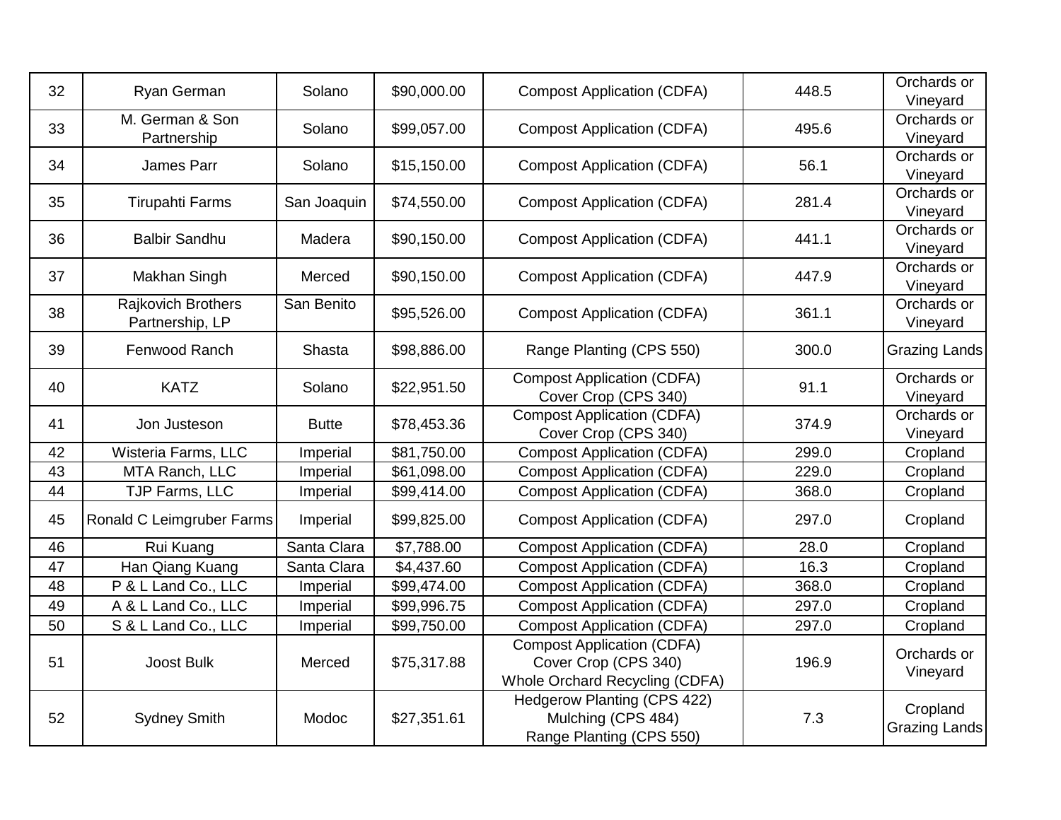| | | | | | | |
|---|---|---|---|---|---|---|
| 32 | Ryan German | Solano | $90,000.00 | Compost Application (CDFA) | 448.5 | Orchards or Vineyard |
| 33 | M. German & Son Partnership | Solano | $99,057.00 | Compost Application (CDFA) | 495.6 | Orchards or Vineyard |
| 34 | James Parr | Solano | $15,150.00 | Compost Application (CDFA) | 56.1 | Orchards or Vineyard |
| 35 | Tirupahti Farms | San Joaquin | $74,550.00 | Compost Application (CDFA) | 281.4 | Orchards or Vineyard |
| 36 | Balbir Sandhu | Madera | $90,150.00 | Compost Application (CDFA) | 441.1 | Orchards or Vineyard |
| 37 | Makhan Singh | Merced | $90,150.00 | Compost Application (CDFA) | 447.9 | Orchards or Vineyard |
| 38 | Rajkovich Brothers Partnership, LP | San Benito | $95,526.00 | Compost Application (CDFA) | 361.1 | Orchards or Vineyard |
| 39 | Fenwood Ranch | Shasta | $98,886.00 | Range Planting (CPS 550) | 300.0 | Grazing Lands |
| 40 | KATZ | Solano | $22,951.50 | Compost Application (CDFA)<br>Cover Crop (CPS 340) | 91.1 | Orchards or Vineyard |
| 41 | Jon Justeson | Butte | $78,453.36 | Compost Application (CDFA)<br>Cover Crop (CPS 340) | 374.9 | Orchards or Vineyard |
| 42 | Wisteria Farms, LLC | Imperial | $81,750.00 | Compost Application (CDFA) | 299.0 | Cropland |
| 43 | MTA Ranch, LLC | Imperial | $61,098.00 | Compost Application (CDFA) | 229.0 | Cropland |
| 44 | TJP Farms, LLC | Imperial | $99,414.00 | Compost Application (CDFA) | 368.0 | Cropland |
| 45 | Ronald C Leimgruber Farms | Imperial | $99,825.00 | Compost Application (CDFA) | 297.0 | Cropland |
| 46 | Rui Kuang | Santa Clara | $7,788.00 | Compost Application (CDFA) | 28.0 | Cropland |
| 47 | Han Qiang Kuang | Santa Clara | $4,437.60 | Compost Application (CDFA) | 16.3 | Cropland |
| 48 | P & L Land Co., LLC | Imperial | $99,474.00 | Compost Application (CDFA) | 368.0 | Cropland |
| 49 | A & L Land Co., LLC | Imperial | $99,996.75 | Compost Application (CDFA) | 297.0 | Cropland |
| 50 | S & L Land Co., LLC | Imperial | $99,750.00 | Compost Application (CDFA) | 297.0 | Cropland |
| 51 | Joost Bulk | Merced | $75,317.88 | Compost Application (CDFA)<br>Cover Crop (CPS 340)<br>Whole Orchard Recycling (CDFA) | 196.9 | Orchards or Vineyard |
| 52 | Sydney Smith | Modoc | $27,351.61 | Hedgerow Planting (CPS 422)<br>Mulching (CPS 484)<br>Range Planting (CPS 550) | 7.3 | Cropland<br>Grazing Lands |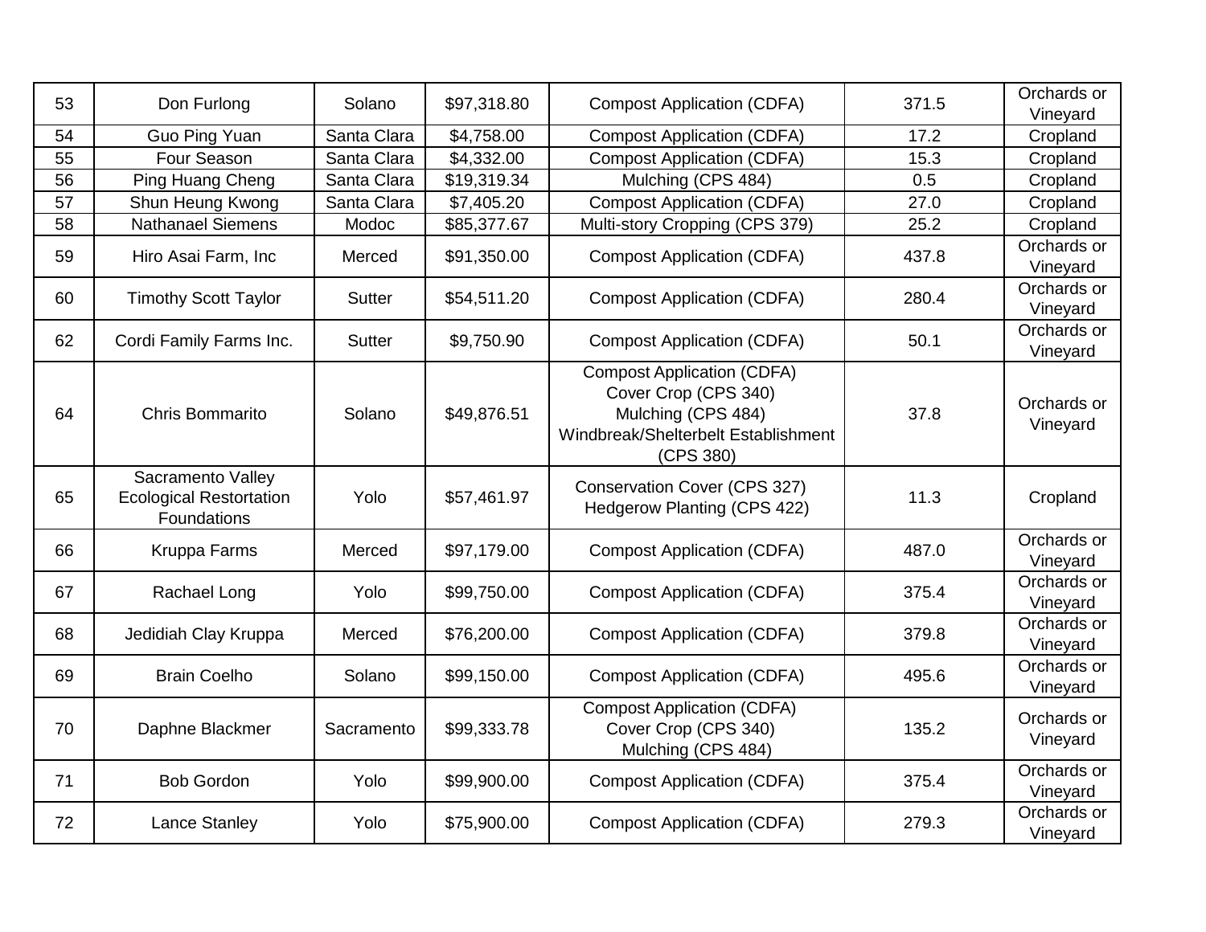| | | | | | | |
|---|---|---|---|---|---|---|
| 53 | Don Furlong | Solano | $97,318.80 | Compost Application (CDFA) | 371.5 | Orchards or Vineyard |
| 54 | Guo Ping Yuan | Santa Clara | $4,758.00 | Compost Application (CDFA) | 17.2 | Cropland |
| 55 | Four Season | Santa Clara | $4,332.00 | Compost Application (CDFA) | 15.3 | Cropland |
| 56 | Ping Huang Cheng | Santa Clara | $19,319.34 | Mulching (CPS 484) | 0.5 | Cropland |
| 57 | Shun Heung Kwong | Santa Clara | $7,405.20 | Compost Application (CDFA) | 27.0 | Cropland |
| 58 | Nathanael Siemens | Modoc | $85,377.67 | Multi-story Cropping (CPS 379) | 25.2 | Cropland |
| 59 | Hiro Asai Farm, Inc | Merced | $91,350.00 | Compost Application (CDFA) | 437.8 | Orchards or Vineyard |
| 60 | Timothy Scott Taylor | Sutter | $54,511.20 | Compost Application (CDFA) | 280.4 | Orchards or Vineyard |
| 62 | Cordi Family Farms Inc. | Sutter | $9,750.90 | Compost Application (CDFA) | 50.1 | Orchards or Vineyard |
| 64 | Chris Bommarito | Solano | $49,876.51 | Compost Application (CDFA) Cover Crop (CPS 340) Mulching (CPS 484) Windbreak/Shelterbelt Establishment (CPS 380) | 37.8 | Orchards or Vineyard |
| 65 | Sacramento Valley Ecological Restortation Foundations | Yolo | $57,461.97 | Conservation Cover (CPS 327) Hedgerow Planting (CPS 422) | 11.3 | Cropland |
| 66 | Kruppa Farms | Merced | $97,179.00 | Compost Application (CDFA) | 487.0 | Orchards or Vineyard |
| 67 | Rachael Long | Yolo | $99,750.00 | Compost Application (CDFA) | 375.4 | Orchards or Vineyard |
| 68 | Jedidiah Clay Kruppa | Merced | $76,200.00 | Compost Application (CDFA) | 379.8 | Orchards or Vineyard |
| 69 | Brain Coelho | Solano | $99,150.00 | Compost Application (CDFA) | 495.6 | Orchards or Vineyard |
| 70 | Daphne Blackmer | Sacramento | $99,333.78 | Compost Application (CDFA) Cover Crop (CPS 340) Mulching (CPS 484) | 135.2 | Orchards or Vineyard |
| 71 | Bob Gordon | Yolo | $99,900.00 | Compost Application (CDFA) | 375.4 | Orchards or Vineyard |
| 72 | Lance Stanley | Yolo | $75,900.00 | Compost Application (CDFA) | 279.3 | Orchards or Vineyard |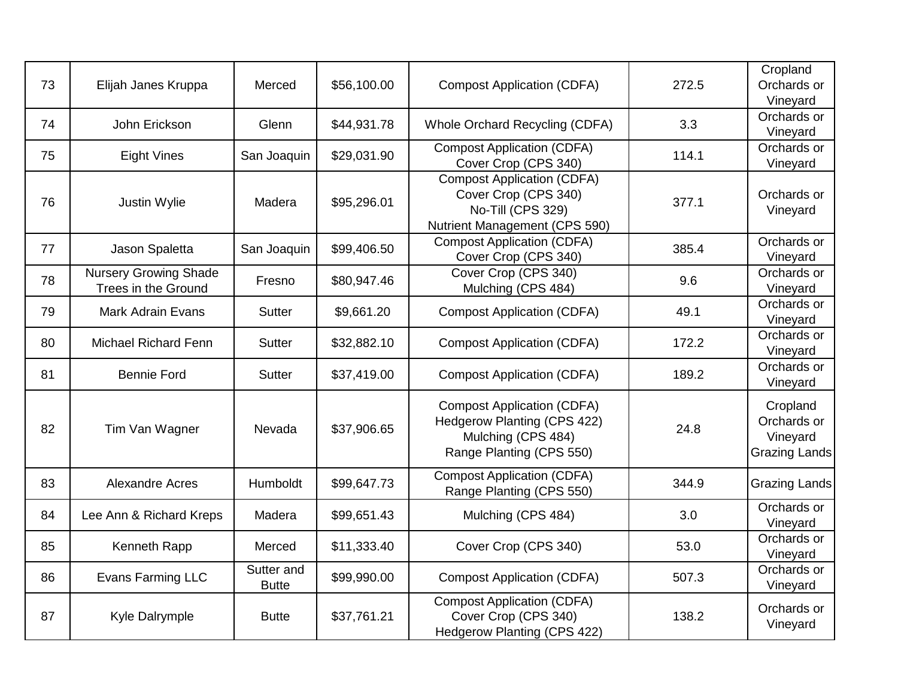| 73 | Elijah Janes Kruppa | Merced | $56,100.00 | Compost Application (CDFA) | 272.5 | Cropland Orchards or Vineyard |
|---|---|---|---|---|---|---|
| 74 | John Erickson | Glenn | $44,931.78 | Whole Orchard Recycling (CDFA) | 3.3 | Orchards or Vineyard |
| 75 | Eight Vines | San Joaquin | $29,031.90 | Compost Application (CDFA) Cover Crop (CPS 340) | 114.1 | Orchards or Vineyard |
| 76 | Justin Wylie | Madera | $95,296.01 | Compost Application (CDFA) Cover Crop (CPS 340) No-Till (CPS 329) Nutrient Management (CPS 590) | 377.1 | Orchards or Vineyard |
| 77 | Jason Spaletta | San Joaquin | $99,406.50 | Compost Application (CDFA) Cover Crop (CPS 340) | 385.4 | Orchards or Vineyard |
| 78 | Nursery Growing Shade Trees in the Ground | Fresno | $80,947.46 | Cover Crop (CPS 340) Mulching (CPS 484) | 9.6 | Orchards or Vineyard |
| 79 | Mark Adrain Evans | Sutter | $9,661.20 | Compost Application (CDFA) | 49.1 | Orchards or Vineyard |
| 80 | Michael Richard Fenn | Sutter | $32,882.10 | Compost Application (CDFA) | 172.2 | Orchards or Vineyard |
| 81 | Bennie Ford | Sutter | $37,419.00 | Compost Application (CDFA) | 189.2 | Orchards or Vineyard |
| 82 | Tim Van Wagner | Nevada | $37,906.65 | Compost Application (CDFA) Hedgerow Planting (CPS 422) Mulching (CPS 484) Range Planting (CPS 550) | 24.8 | Cropland Orchards or Vineyard Grazing Lands |
| 83 | Alexandre Acres | Humboldt | $99,647.73 | Compost Application (CDFA) Range Planting (CPS 550) | 344.9 | Grazing Lands |
| 84 | Lee Ann & Richard Kreps | Madera | $99,651.43 | Mulching (CPS 484) | 3.0 | Orchards or Vineyard |
| 85 | Kenneth Rapp | Merced | $11,333.40 | Cover Crop (CPS 340) | 53.0 | Orchards or Vineyard |
| 86 | Evans Farming LLC | Sutter and Butte | $99,990.00 | Compost Application (CDFA) | 507.3 | Orchards or Vineyard |
| 87 | Kyle Dalrymple | Butte | $37,761.21 | Compost Application (CDFA) Cover Crop (CPS 340) Hedgerow Planting (CPS 422) | 138.2 | Orchards or Vineyard |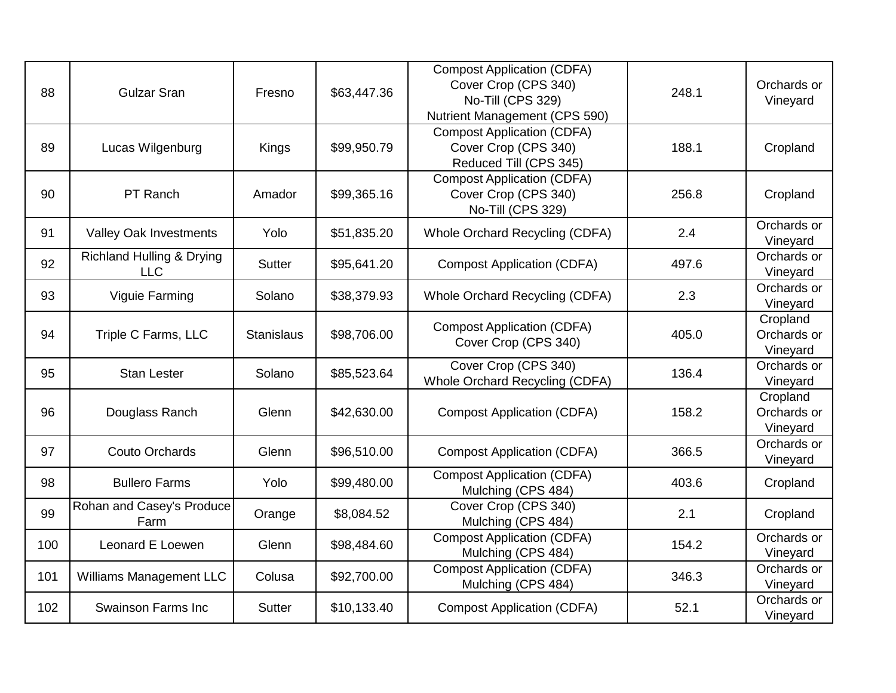| 88 | Gulzar Sran | Fresno | $63,447.36 | Compost Application (CDFA)<br>Cover Crop (CPS 340)<br>No-Till (CPS 329)<br>Nutrient Management (CPS 590) | 248.1 | Orchards or Vineyard |
|---|---|---|---|---|---|---|
| 89 | Lucas Wilgenburg | Kings | $99,950.79 | Compost Application (CDFA)<br>Cover Crop (CPS 340)<br>Reduced Till (CPS 345) | 188.1 | Cropland |
| 90 | PT Ranch | Amador | $99,365.16 | Compost Application (CDFA)<br>Cover Crop (CPS 340)<br>No-Till (CPS 329) | 256.8 | Cropland |
| 91 | Valley Oak Investments | Yolo | $51,835.20 | Whole Orchard Recycling (CDFA) | 2.4 | Orchards or Vineyard |
| 92 | Richland Hulling & Drying LLC | Sutter | $95,641.20 | Compost Application (CDFA) | 497.6 | Orchards or Vineyard |
| 93 | Viguie Farming | Solano | $38,379.93 | Whole Orchard Recycling (CDFA) | 2.3 | Orchards or Vineyard |
| 94 | Triple C Farms, LLC | Stanislaus | $98,706.00 | Compost Application (CDFA)<br>Cover Crop (CPS 340) | 405.0 | Cropland<br>Orchards or Vineyard |
| 95 | Stan Lester | Solano | $85,523.64 | Cover Crop (CPS 340)<br>Whole Orchard Recycling (CDFA) | 136.4 | Orchards or Vineyard |
| 96 | Douglass Ranch | Glenn | $42,630.00 | Compost Application (CDFA) | 158.2 | Cropland<br>Orchards or Vineyard |
| 97 | Couto Orchards | Glenn | $96,510.00 | Compost Application (CDFA) | 366.5 | Orchards or Vineyard |
| 98 | Bullero Farms | Yolo | $99,480.00 | Compost Application (CDFA)<br>Mulching (CPS 484) | 403.6 | Cropland |
| 99 | Rohan and Casey's Produce Farm | Orange | $8,084.52 | Cover Crop (CPS 340)<br>Mulching (CPS 484) | 2.1 | Cropland |
| 100 | Leonard E Loewen | Glenn | $98,484.60 | Compost Application (CDFA)<br>Mulching (CPS 484) | 154.2 | Orchards or Vineyard |
| 101 | Williams Management LLC | Colusa | $92,700.00 | Compost Application (CDFA)<br>Mulching (CPS 484) | 346.3 | Orchards or Vineyard |
| 102 | Swainson Farms Inc | Sutter | $10,133.40 | Compost Application (CDFA) | 52.1 | Orchards or Vineyard |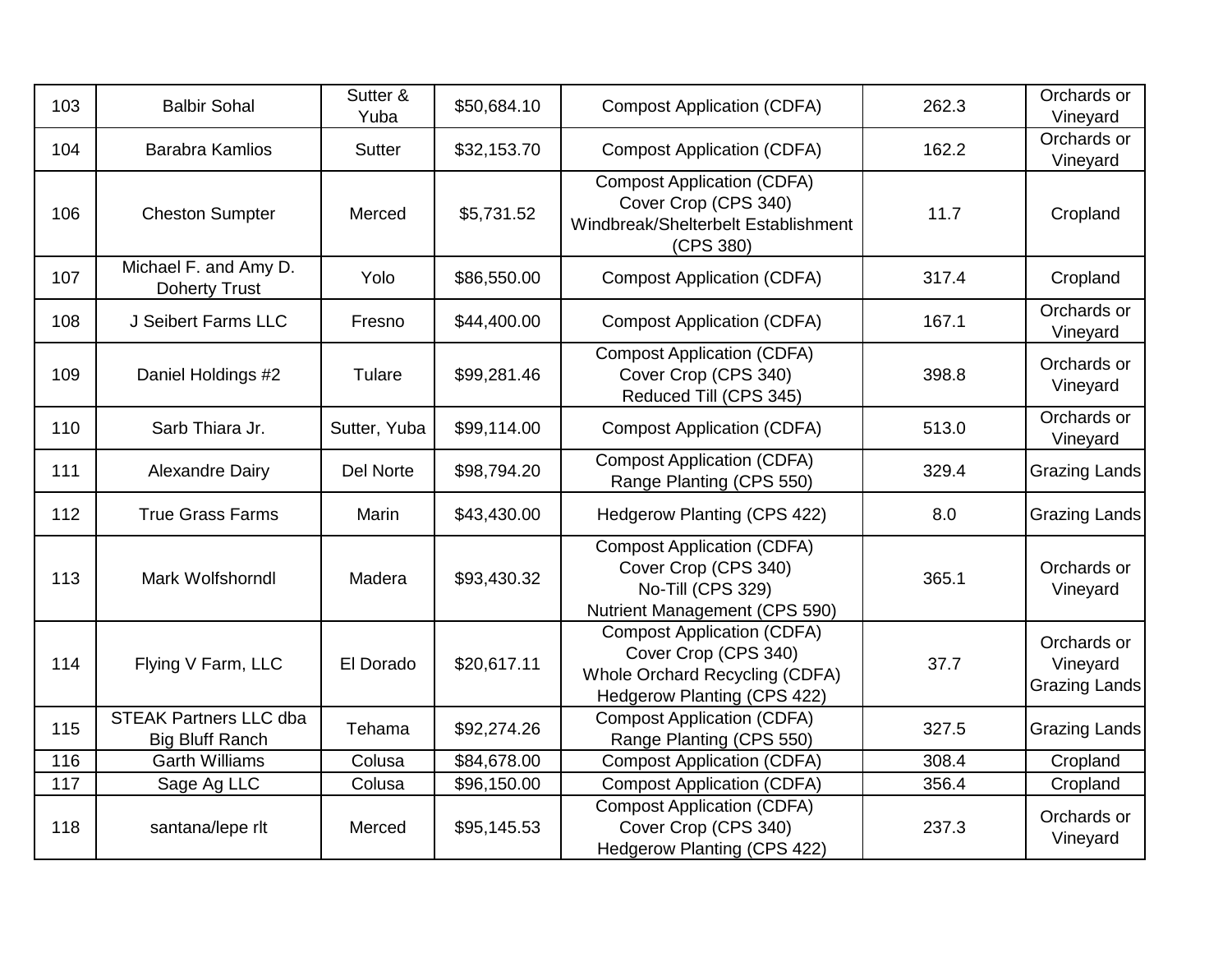| | | | | | | |
|---|---|---|---|---|---|---|
| 103 | Balbir Sohal | Sutter & Yuba | $50,684.10 | Compost Application (CDFA) | 262.3 | Orchards or Vineyard |
| 104 | Barabra Kamlios | Sutter | $32,153.70 | Compost Application (CDFA) | 162.2 | Orchards or Vineyard |
| 106 | Cheston Sumpter | Merced | $5,731.52 | Compost Application (CDFA)<br>Cover Crop (CPS 340)<br>Windbreak/Shelterbelt Establishment (CPS 380) | 11.7 | Cropland |
| 107 | Michael F. and Amy D. Doherty Trust | Yolo | $86,550.00 | Compost Application (CDFA) | 317.4 | Cropland |
| 108 | J Seibert Farms LLC | Fresno | $44,400.00 | Compost Application (CDFA) | 167.1 | Orchards or Vineyard |
| 109 | Daniel Holdings #2 | Tulare | $99,281.46 | Compost Application (CDFA)<br>Cover Crop (CPS 340)<br>Reduced Till (CPS 345) | 398.8 | Orchards or Vineyard |
| 110 | Sarb Thiara Jr. | Sutter, Yuba | $99,114.00 | Compost Application (CDFA) | 513.0 | Orchards or Vineyard |
| 111 | Alexandre Dairy | Del Norte | $98,794.20 | Compost Application (CDFA)<br>Range Planting (CPS 550) | 329.4 | Grazing Lands |
| 112 | True Grass Farms | Marin | $43,430.00 | Hedgerow Planting (CPS 422) | 8.0 | Grazing Lands |
| 113 | Mark Wolfshorndl | Madera | $93,430.32 | Compost Application (CDFA)<br>Cover Crop (CPS 340)<br>No-Till (CPS 329)<br>Nutrient Management (CPS 590) | 365.1 | Orchards or Vineyard |
| 114 | Flying V Farm, LLC | El Dorado | $20,617.11 | Compost Application (CDFA)<br>Cover Crop (CPS 340)<br>Whole Orchard Recycling (CDFA)<br>Hedgerow Planting (CPS 422) | 37.7 | Orchards or Vineyard<br>Grazing Lands |
| 115 | STEAK Partners LLC dba Big Bluff Ranch | Tehama | $92,274.26 | Compost Application (CDFA)<br>Range Planting (CPS 550) | 327.5 | Grazing Lands |
| 116 | Garth Williams | Colusa | $84,678.00 | Compost Application (CDFA) | 308.4 | Cropland |
| 117 | Sage Ag LLC | Colusa | $96,150.00 | Compost Application (CDFA) | 356.4 | Cropland |
| 118 | santana/lepe rlt | Merced | $95,145.53 | Compost Application (CDFA)<br>Cover Crop (CPS 340)<br>Hedgerow Planting (CPS 422) | 237.3 | Orchards or Vineyard |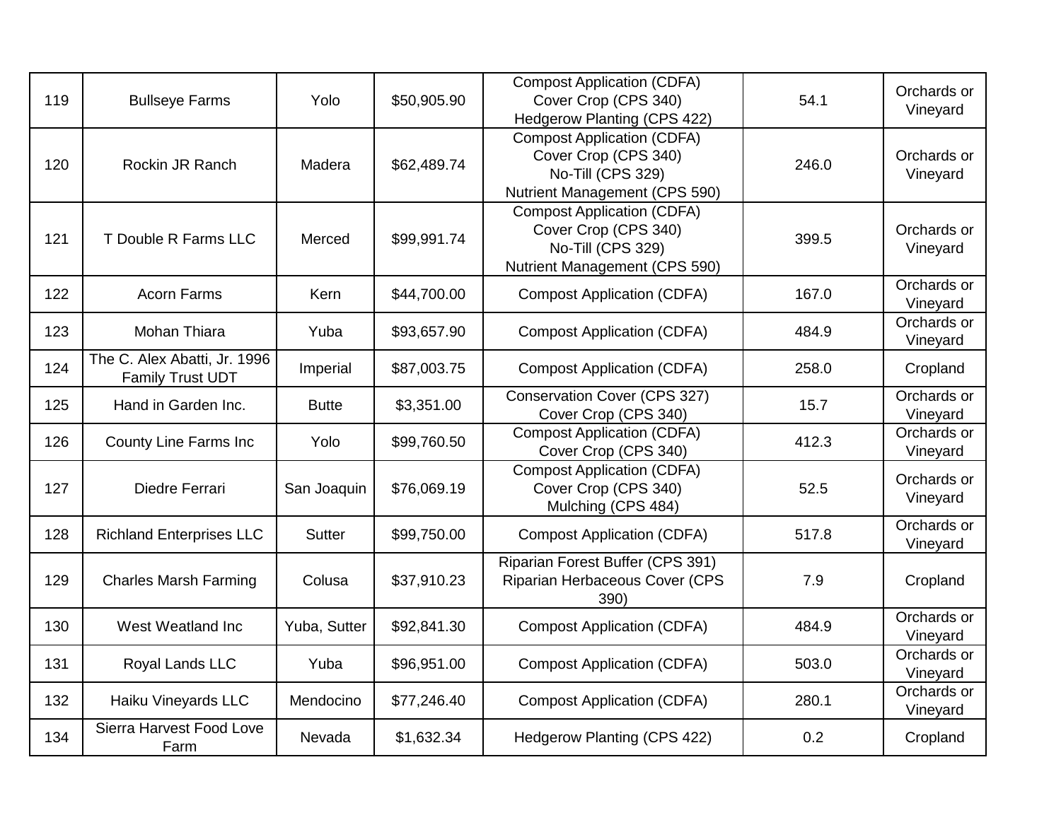| 119 | Bullseye Farms | Yolo | $50,905.90 | Compost Application (CDFA)<br>Cover Crop (CPS 340)<br>Hedgerow Planting (CPS 422) | 54.1 | Orchards or Vineyard |
|---|---|---|---|---|---|---|
| 120 | Rockin JR Ranch | Madera | $62,489.74 | Compost Application (CDFA)<br>Cover Crop (CPS 340)<br>No-Till (CPS 329)<br>Nutrient Management (CPS 590) | 246.0 | Orchards or Vineyard |
| 121 | T Double R Farms LLC | Merced | $99,991.74 | Compost Application (CDFA)<br>Cover Crop (CPS 340)<br>No-Till (CPS 329)<br>Nutrient Management (CPS 590) | 399.5 | Orchards or Vineyard |
| 122 | Acorn Farms | Kern | $44,700.00 | Compost Application (CDFA) | 167.0 | Orchards or Vineyard |
| 123 | Mohan Thiara | Yuba | $93,657.90 | Compost Application (CDFA) | 484.9 | Orchards or Vineyard |
| 124 | The C. Alex Abatti, Jr. 1996 Family Trust UDT | Imperial | $87,003.75 | Compost Application (CDFA) | 258.0 | Cropland |
| 125 | Hand in Garden Inc. | Butte | $3,351.00 | Conservation Cover (CPS 327)<br>Cover Crop (CPS 340) | 15.7 | Orchards or Vineyard |
| 126 | County Line Farms Inc | Yolo | $99,760.50 | Compost Application (CDFA)<br>Cover Crop (CPS 340) | 412.3 | Orchards or Vineyard |
| 127 | Diedre Ferrari | San Joaquin | $76,069.19 | Compost Application (CDFA)<br>Cover Crop (CPS 340)<br>Mulching (CPS 484) | 52.5 | Orchards or Vineyard |
| 128 | Richland Enterprises LLC | Sutter | $99,750.00 | Compost Application (CDFA) | 517.8 | Orchards or Vineyard |
| 129 | Charles Marsh Farming | Colusa | $37,910.23 | Riparian Forest Buffer (CPS 391)<br>Riparian Herbaceous Cover (CPS 390) | 7.9 | Cropland |
| 130 | West Weatland Inc | Yuba, Sutter | $92,841.30 | Compost Application (CDFA) | 484.9 | Orchards or Vineyard |
| 131 | Royal Lands LLC | Yuba | $96,951.00 | Compost Application (CDFA) | 503.0 | Orchards or Vineyard |
| 132 | Haiku Vineyards LLC | Mendocino | $77,246.40 | Compost Application (CDFA) | 280.1 | Orchards or Vineyard |
| 134 | Sierra Harvest Food Love Farm | Nevada | $1,632.34 | Hedgerow Planting (CPS 422) | 0.2 | Cropland |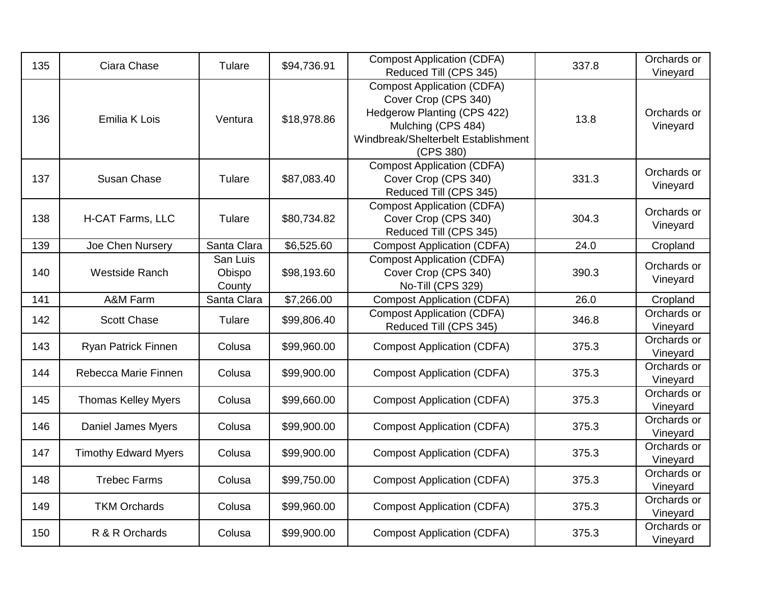| 135 | Ciara Chase | Tulare | $94,736.91 | Compost Application (CDFA)<br>Reduced Till (CPS 345) | 337.8 | Orchards or Vineyard |
|---|---|---|---|---|---|---|
| 136 | Emilia K Lois | Ventura | $18,978.86 | Compost Application (CDFA)<br>Cover Crop (CPS 340)<br>Hedgerow Planting (CPS 422)<br>Mulching (CPS 484)<br>Windbreak/Shelterbelt Establishment (CPS 380) | 13.8 | Orchards or Vineyard |
| 137 | Susan Chase | Tulare | $87,083.40 | Compost Application (CDFA)<br>Cover Crop (CPS 340)<br>Reduced Till (CPS 345) | 331.3 | Orchards or Vineyard |
| 138 | H-CAT Farms, LLC | Tulare | $80,734.82 | Compost Application (CDFA)<br>Cover Crop (CPS 340)<br>Reduced Till (CPS 345) | 304.3 | Orchards or Vineyard |
| 139 | Joe Chen Nursery | Santa Clara | $6,525.60 | Compost Application (CDFA) | 24.0 | Cropland |
| 140 | Westside Ranch | San Luis Obispo County | $98,193.60 | Compost Application (CDFA)<br>Cover Crop (CPS 340)<br>No-Till (CPS 329) | 390.3 | Orchards or Vineyard |
| 141 | A&M Farm | Santa Clara | $7,266.00 | Compost Application (CDFA) | 26.0 | Cropland |
| 142 | Scott Chase | Tulare | $99,806.40 | Compost Application (CDFA)<br>Reduced Till (CPS 345) | 346.8 | Orchards or Vineyard |
| 143 | Ryan Patrick Finnen | Colusa | $99,960.00 | Compost Application (CDFA) | 375.3 | Orchards or Vineyard |
| 144 | Rebecca Marie Finnen | Colusa | $99,900.00 | Compost Application (CDFA) | 375.3 | Orchards or Vineyard |
| 145 | Thomas Kelley Myers | Colusa | $99,660.00 | Compost Application (CDFA) | 375.3 | Orchards or Vineyard |
| 146 | Daniel James Myers | Colusa | $99,900.00 | Compost Application (CDFA) | 375.3 | Orchards or Vineyard |
| 147 | Timothy Edward Myers | Colusa | $99,900.00 | Compost Application (CDFA) | 375.3 | Orchards or Vineyard |
| 148 | Trebec Farms | Colusa | $99,750.00 | Compost Application (CDFA) | 375.3 | Orchards or Vineyard |
| 149 | TKM Orchards | Colusa | $99,960.00 | Compost Application (CDFA) | 375.3 | Orchards or Vineyard |
| 150 | R & R Orchards | Colusa | $99,900.00 | Compost Application (CDFA) | 375.3 | Orchards or Vineyard |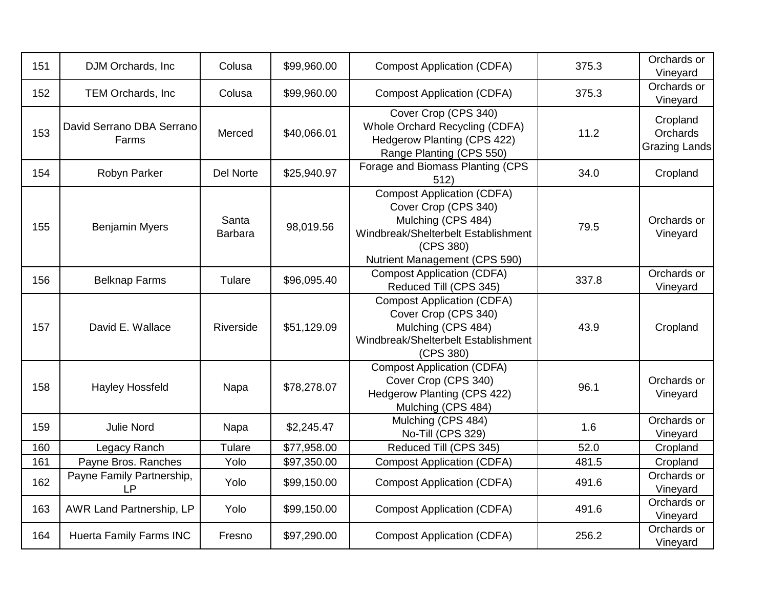| 151 | DJM Orchards, Inc | Colusa | $99,960.00 | Compost Application (CDFA) | 375.3 | Orchards or Vineyard |
|---|---|---|---|---|---|---|
| 152 | TEM Orchards, Inc | Colusa | $99,960.00 | Compost Application (CDFA) | 375.3 | Orchards or Vineyard |
| 153 | David Serrano DBA Serrano Farms | Merced | $40,066.01 | Cover Crop (CPS 340)<br>Whole Orchard Recycling (CDFA)<br>Hedgerow Planting (CPS 422)<br>Range Planting (CPS 550) | 11.2 | Cropland<br>Orchards<br>Grazing Lands |
| 154 | Robyn Parker | Del Norte | $25,940.97 | Forage and Biomass Planting (CPS 512) | 34.0 | Cropland |
| 155 | Benjamin Myers | Santa Barbara | 98,019.56 | Compost Application (CDFA)<br>Cover Crop (CPS 340)<br>Mulching (CPS 484)<br>Windbreak/Shelterbelt Establishment (CPS 380)<br>Nutrient Management (CPS 590) | 79.5 | Orchards or Vineyard |
| 156 | Belknap Farms | Tulare | $96,095.40 | Compost Application (CDFA)<br>Reduced Till (CPS 345) | 337.8 | Orchards or Vineyard |
| 157 | David E. Wallace | Riverside | $51,129.09 | Compost Application (CDFA)<br>Cover Crop (CPS 340)<br>Mulching (CPS 484)<br>Windbreak/Shelterbelt Establishment (CPS 380) | 43.9 | Cropland |
| 158 | Hayley Hossfeld | Napa | $78,278.07 | Compost Application (CDFA)<br>Cover Crop (CPS 340)<br>Hedgerow Planting (CPS 422)<br>Mulching (CPS 484) | 96.1 | Orchards or Vineyard |
| 159 | Julie Nord | Napa | $2,245.47 | Mulching (CPS 484)<br>No-Till (CPS 329) | 1.6 | Orchards or Vineyard |
| 160 | Legacy Ranch | Tulare | $77,958.00 | Reduced Till (CPS 345) | 52.0 | Cropland |
| 161 | Payne Bros. Ranches | Yolo | $97,350.00 | Compost Application (CDFA) | 481.5 | Cropland |
| 162 | Payne Family Partnership, LP | Yolo | $99,150.00 | Compost Application (CDFA) | 491.6 | Orchards or Vineyard |
| 163 | AWR Land Partnership, LP | Yolo | $99,150.00 | Compost Application (CDFA) | 491.6 | Orchards or Vineyard |
| 164 | Huerta Family Farms INC | Fresno | $97,290.00 | Compost Application (CDFA) | 256.2 | Orchards or Vineyard |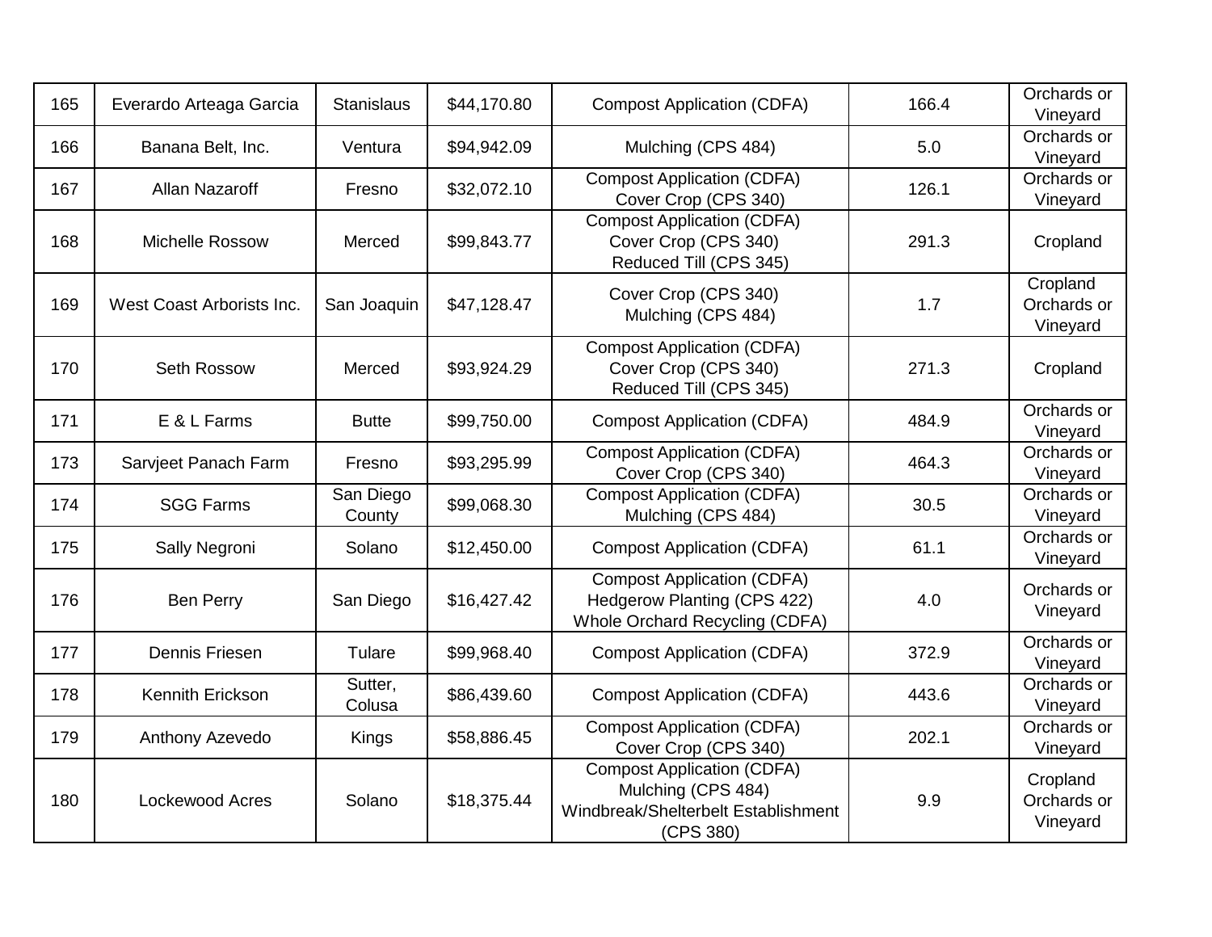| 165 | Everardo Arteaga Garcia | Stanislaus | $44,170.80 | Compost Application (CDFA) | 166.4 | Orchards or Vineyard |
|---|---|---|---|---|---|---|
| 166 | Banana Belt, Inc. | Ventura | $94,942.09 | Mulching (CPS 484) | 5.0 | Orchards or Vineyard |
| 167 | Allan Nazaroff | Fresno | $32,072.10 | Compost Application (CDFA) Cover Crop (CPS 340) | 126.1 | Orchards or Vineyard |
| 168 | Michelle Rossow | Merced | $99,843.77 | Compost Application (CDFA) Cover Crop (CPS 340) Reduced Till (CPS 345) | 291.3 | Cropland |
| 169 | West Coast Arborists Inc. | San Joaquin | $47,128.47 | Cover Crop (CPS 340) Mulching (CPS 484) | 1.7 | Cropland Orchards or Vineyard |
| 170 | Seth Rossow | Merced | $93,924.29 | Compost Application (CDFA) Cover Crop (CPS 340) Reduced Till (CPS 345) | 271.3 | Cropland |
| 171 | E & L Farms | Butte | $99,750.00 | Compost Application (CDFA) | 484.9 | Orchards or Vineyard |
| 173 | Sarvjeet Panach Farm | Fresno | $93,295.99 | Compost Application (CDFA) Cover Crop (CPS 340) | 464.3 | Orchards or Vineyard |
| 174 | SGG Farms | San Diego County | $99,068.30 | Compost Application (CDFA) Mulching (CPS 484) | 30.5 | Orchards or Vineyard |
| 175 | Sally Negroni | Solano | $12,450.00 | Compost Application (CDFA) | 61.1 | Orchards or Vineyard |
| 176 | Ben Perry | San Diego | $16,427.42 | Compost Application (CDFA) Hedgerow Planting (CPS 422) Whole Orchard Recycling (CDFA) | 4.0 | Orchards or Vineyard |
| 177 | Dennis Friesen | Tulare | $99,968.40 | Compost Application (CDFA) | 372.9 | Orchards or Vineyard |
| 178 | Kennith Erickson | Sutter, Colusa | $86,439.60 | Compost Application (CDFA) | 443.6 | Orchards or Vineyard |
| 179 | Anthony Azevedo | Kings | $58,886.45 | Compost Application (CDFA) Cover Crop (CPS 340) | 202.1 | Orchards or Vineyard |
| 180 | Lockewood Acres | Solano | $18,375.44 | Compost Application (CDFA) Mulching (CPS 484) Windbreak/Shelterbelt Establishment (CPS 380) | 9.9 | Cropland Orchards or Vineyard |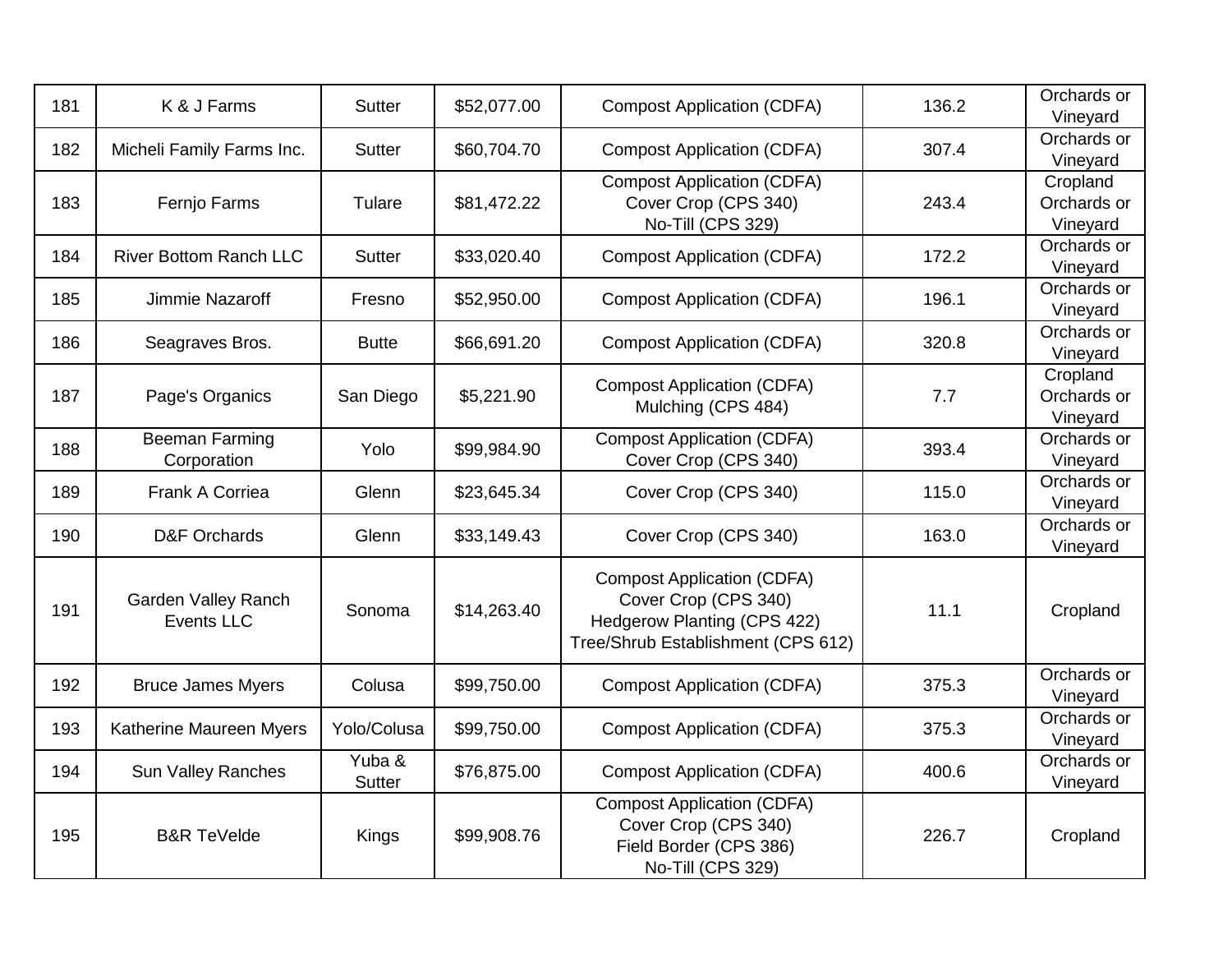| 181 | K & J Farms | Sutter | $52,077.00 | Compost Application (CDFA) | 136.2 | Orchards or Vineyard |
|---|---|---|---|---|---|---|
| 182 | Micheli Family Farms Inc. | Sutter | $60,704.70 | Compost Application (CDFA) | 307.4 | Orchards or Vineyard |
| 183 | Fernjo Farms | Tulare | $81,472.22 | Compost Application (CDFA)<br>Cover Crop (CPS 340)<br>No-Till (CPS 329) | 243.4 | Cropland<br>Orchards or Vineyard |
| 184 | River Bottom Ranch LLC | Sutter | $33,020.40 | Compost Application (CDFA) | 172.2 | Orchards or Vineyard |
| 185 | Jimmie Nazaroff | Fresno | $52,950.00 | Compost Application (CDFA) | 196.1 | Orchards or Vineyard |
| 186 | Seagraves Bros. | Butte | $66,691.20 | Compost Application (CDFA) | 320.8 | Orchards or Vineyard |
| 187 | Page's Organics | San Diego | $5,221.90 | Compost Application (CDFA)<br>Mulching (CPS 484) | 7.7 | Cropland<br>Orchards or Vineyard |
| 188 | Beeman Farming Corporation | Yolo | $99,984.90 | Compost Application (CDFA)<br>Cover Crop (CPS 340) | 393.4 | Orchards or Vineyard |
| 189 | Frank A Corriea | Glenn | $23,645.34 | Cover Crop (CPS 340) | 115.0 | Orchards or Vineyard |
| 190 | D&F Orchards | Glenn | $33,149.43 | Cover Crop (CPS 340) | 163.0 | Orchards or Vineyard |
| 191 | Garden Valley Ranch Events LLC | Sonoma | $14,263.40 | Compost Application (CDFA)<br>Cover Crop (CPS 340)<br>Hedgerow Planting (CPS 422)<br>Tree/Shrub Establishment (CPS 612) | 11.1 | Cropland |
| 192 | Bruce James Myers | Colusa | $99,750.00 | Compost Application (CDFA) | 375.3 | Orchards or Vineyard |
| 193 | Katherine Maureen Myers | Yolo/Colusa | $99,750.00 | Compost Application (CDFA) | 375.3 | Orchards or Vineyard |
| 194 | Sun Valley Ranches | Yuba & Sutter | $76,875.00 | Compost Application (CDFA) | 400.6 | Orchards or Vineyard |
| 195 | B&R TeVelde | Kings | $99,908.76 | Compost Application (CDFA)<br>Cover Crop (CPS 340)<br>Field Border (CPS 386)<br>No-Till (CPS 329) | 226.7 | Cropland |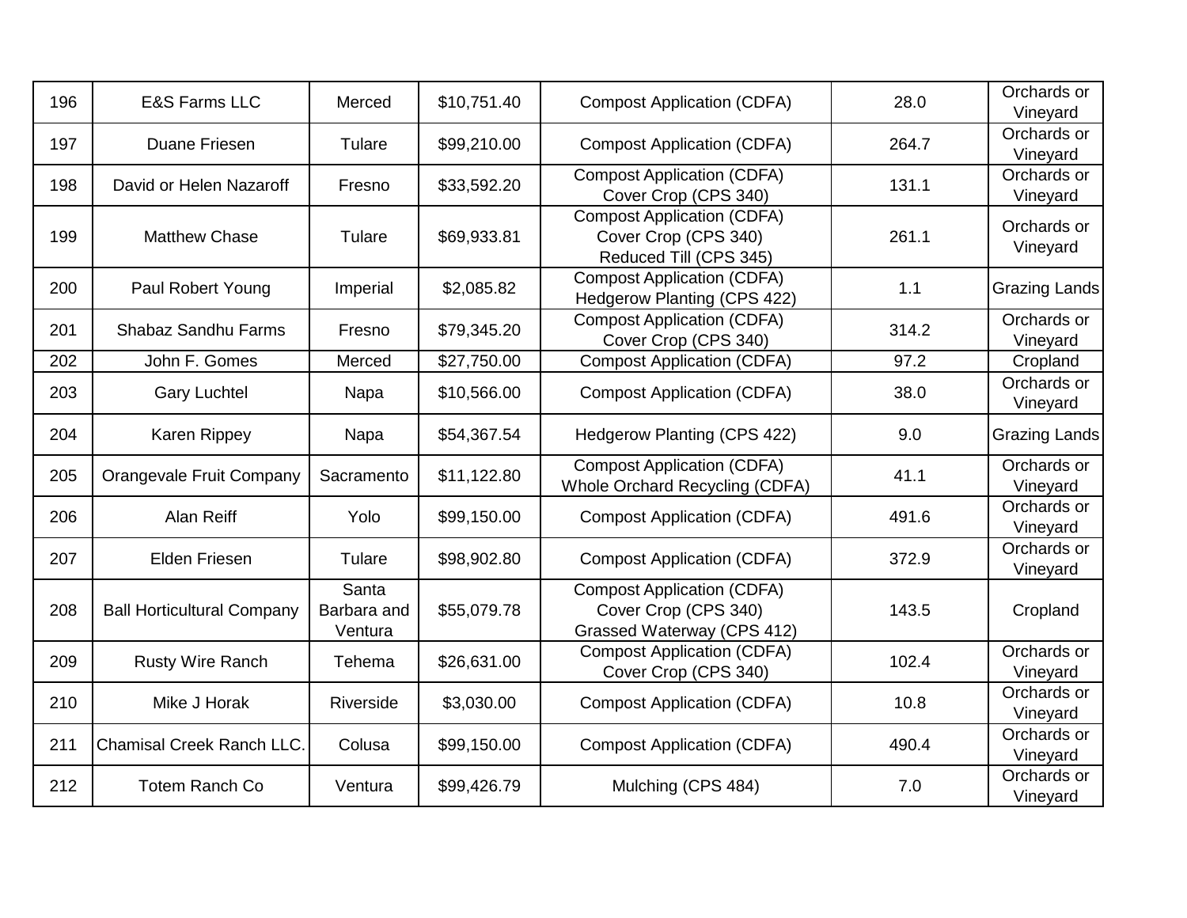| | | | | | | |
|---|---|---|---|---|---|---|
| 196 | E&S Farms LLC | Merced | $10,751.40 | Compost Application (CDFA) | 28.0 | Orchards or Vineyard |
| 197 | Duane Friesen | Tulare | $99,210.00 | Compost Application (CDFA) | 264.7 | Orchards or Vineyard |
| 198 | David or Helen Nazaroff | Fresno | $33,592.20 | Compost Application (CDFA)<br>Cover Crop (CPS 340) | 131.1 | Orchards or Vineyard |
| 199 | Matthew Chase | Tulare | $69,933.81 | Compost Application (CDFA)<br>Cover Crop (CPS 340)<br>Reduced Till (CPS 345) | 261.1 | Orchards or Vineyard |
| 200 | Paul Robert Young | Imperial | $2,085.82 | Compost Application (CDFA)<br>Hedgerow Planting (CPS 422) | 1.1 | Grazing Lands |
| 201 | Shabaz Sandhu Farms | Fresno | $79,345.20 | Compost Application (CDFA)<br>Cover Crop (CPS 340) | 314.2 | Orchards or Vineyard |
| 202 | John F. Gomes | Merced | $27,750.00 | Compost Application (CDFA) | 97.2 | Cropland |
| 203 | Gary Luchtel | Napa | $10,566.00 | Compost Application (CDFA) | 38.0 | Orchards or Vineyard |
| 204 | Karen Rippey | Napa | $54,367.54 | Hedgerow Planting (CPS 422) | 9.0 | Grazing Lands |
| 205 | Orangevale Fruit Company | Sacramento | $11,122.80 | Compost Application (CDFA)<br>Whole Orchard Recycling (CDFA) | 41.1 | Orchards or Vineyard |
| 206 | Alan Reiff | Yolo | $99,150.00 | Compost Application (CDFA) | 491.6 | Orchards or Vineyard |
| 207 | Elden Friesen | Tulare | $98,902.80 | Compost Application (CDFA) | 372.9 | Orchards or Vineyard |
| 208 | Ball Horticultural Company | Santa Barbara and Ventura | $55,079.78 | Compost Application (CDFA)<br>Cover Crop (CPS 340)<br>Grassed Waterway (CPS 412) | 143.5 | Cropland |
| 209 | Rusty Wire Ranch | Tehema | $26,631.00 | Compost Application (CDFA)<br>Cover Crop (CPS 340) | 102.4 | Orchards or Vineyard |
| 210 | Mike J Horak | Riverside | $3,030.00 | Compost Application (CDFA) | 10.8 | Orchards or Vineyard |
| 211 | Chamisal Creek Ranch LLC. | Colusa | $99,150.00 | Compost Application (CDFA) | 490.4 | Orchards or Vineyard |
| 212 | Totem Ranch Co | Ventura | $99,426.79 | Mulching (CPS 484) | 7.0 | Orchards or Vineyard |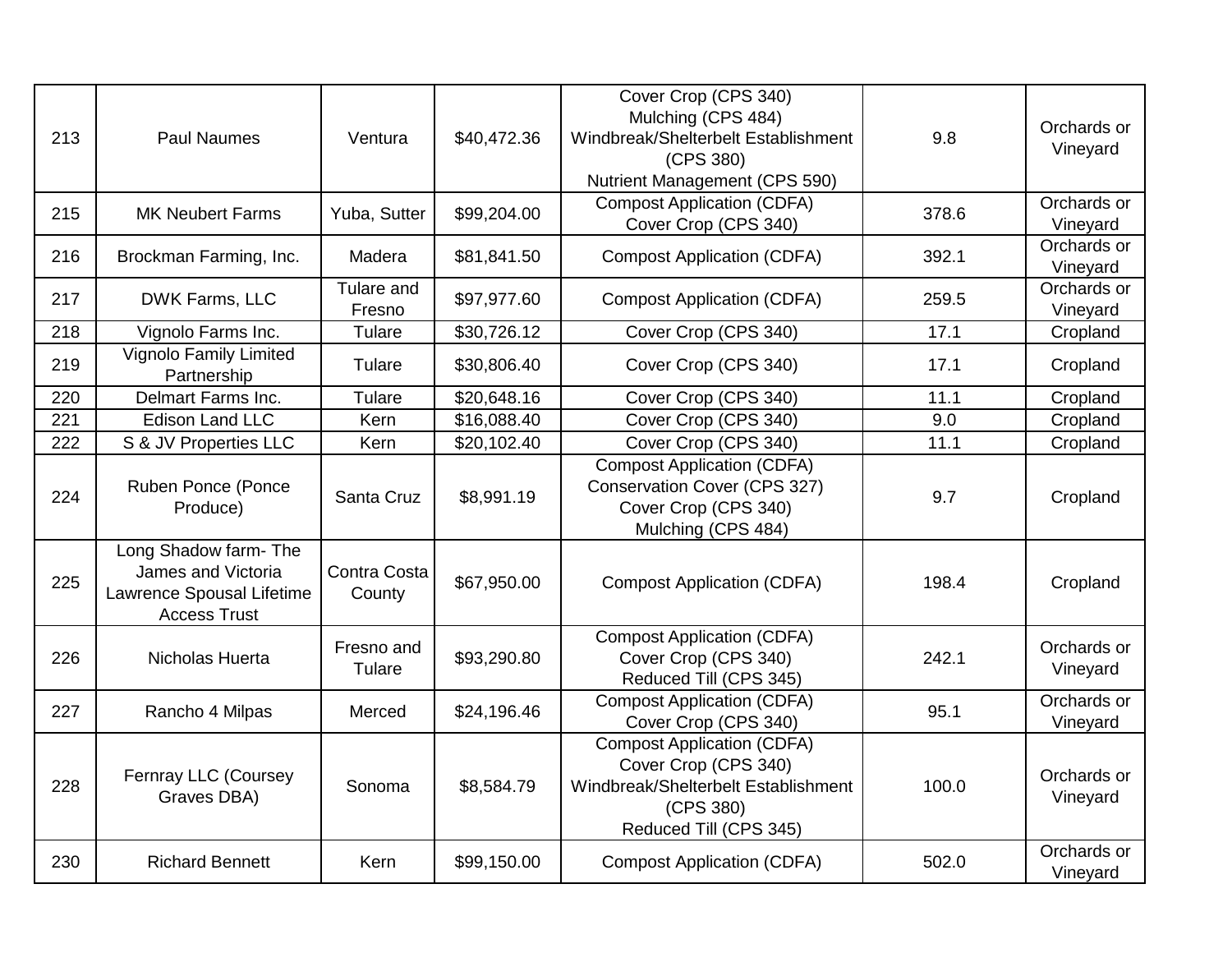| | | | | | | |
|---|---|---|---|---|---|---|
| 213 | Paul Naumes | Ventura | $40,472.36 | Cover Crop (CPS 340)<br>Mulching (CPS 484)<br>Windbreak/Shelterbelt Establishment (CPS 380)<br>Nutrient Management (CPS 590) | 9.8 | Orchards or Vineyard |
| 215 | MK Neubert Farms | Yuba, Sutter | $99,204.00 | Compost Application (CDFA)<br>Cover Crop (CPS 340) | 378.6 | Orchards or Vineyard |
| 216 | Brockman Farming, Inc. | Madera | $81,841.50 | Compost Application (CDFA) | 392.1 | Orchards or Vineyard |
| 217 | DWK Farms, LLC | Tulare and Fresno | $97,977.60 | Compost Application (CDFA) | 259.5 | Orchards or Vineyard |
| 218 | Vignolo Farms Inc. | Tulare | $30,726.12 | Cover Crop (CPS 340) | 17.1 | Cropland |
| 219 | Vignolo Family Limited Partnership | Tulare | $30,806.40 | Cover Crop (CPS 340) | 17.1 | Cropland |
| 220 | Delmart Farms Inc. | Tulare | $20,648.16 | Cover Crop (CPS 340) | 11.1 | Cropland |
| 221 | Edison Land LLC | Kern | $16,088.40 | Cover Crop (CPS 340) | 9.0 | Cropland |
| 222 | S & JV Properties LLC | Kern | $20,102.40 | Cover Crop (CPS 340) | 11.1 | Cropland |
| 224 | Ruben Ponce (Ponce Produce) | Santa Cruz | $8,991.19 | Compost Application (CDFA)<br>Conservation Cover (CPS 327)<br>Cover Crop (CPS 340)<br>Mulching (CPS 484) | 9.7 | Cropland |
| 225 | Long Shadow farm- The James and Victoria Lawrence Spousal Lifetime Access Trust | Contra Costa County | $67,950.00 | Compost Application (CDFA) | 198.4 | Cropland |
| 226 | Nicholas Huerta | Fresno and Tulare | $93,290.80 | Compost Application (CDFA)<br>Cover Crop (CPS 340)<br>Reduced Till (CPS 345) | 242.1 | Orchards or Vineyard |
| 227 | Rancho 4 Milpas | Merced | $24,196.46 | Compost Application (CDFA)<br>Cover Crop (CPS 340) | 95.1 | Orchards or Vineyard |
| 228 | Fernray LLC (Coursey Graves DBA) | Sonoma | $8,584.79 | Compost Application (CDFA)<br>Cover Crop (CPS 340)<br>Windbreak/Shelterbelt Establishment (CPS 380)<br>Reduced Till (CPS 345) | 100.0 | Orchards or Vineyard |
| 230 | Richard Bennett | Kern | $99,150.00 | Compost Application (CDFA) | 502.0 | Orchards or Vineyard |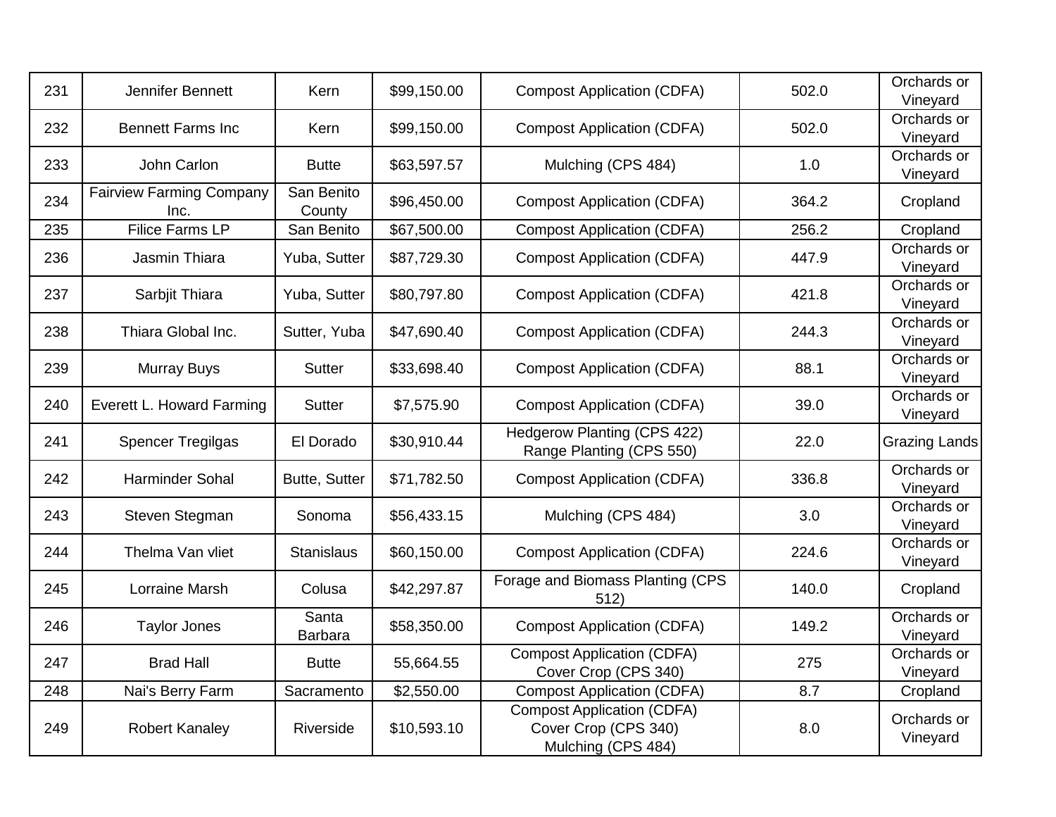| | | | | | | |
|---|---|---|---|---|---|---|
| 231 | Jennifer Bennett | Kern | $99,150.00 | Compost Application (CDFA) | 502.0 | Orchards or Vineyard |
| 232 | Bennett Farms Inc | Kern | $99,150.00 | Compost Application (CDFA) | 502.0 | Orchards or Vineyard |
| 233 | John Carlon | Butte | $63,597.57 | Mulching (CPS 484) | 1.0 | Orchards or Vineyard |
| 234 | Fairview Farming Company Inc. | San Benito County | $96,450.00 | Compost Application (CDFA) | 364.2 | Cropland |
| 235 | Filice Farms LP | San Benito | $67,500.00 | Compost Application (CDFA) | 256.2 | Cropland |
| 236 | Jasmin Thiara | Yuba, Sutter | $87,729.30 | Compost Application (CDFA) | 447.9 | Orchards or Vineyard |
| 237 | Sarbjit Thiara | Yuba, Sutter | $80,797.80 | Compost Application (CDFA) | 421.8 | Orchards or Vineyard |
| 238 | Thiara Global Inc. | Sutter, Yuba | $47,690.40 | Compost Application (CDFA) | 244.3 | Orchards or Vineyard |
| 239 | Murray Buys | Sutter | $33,698.40 | Compost Application (CDFA) | 88.1 | Orchards or Vineyard |
| 240 | Everett L. Howard Farming | Sutter | $7,575.90 | Compost Application (CDFA) | 39.0 | Orchards or Vineyard |
| 241 | Spencer Tregilgas | El Dorado | $30,910.44 | Hedgerow Planting (CPS 422)<br>Range Planting (CPS 550) | 22.0 | Grazing Lands |
| 242 | Harminder Sohal | Butte, Sutter | $71,782.50 | Compost Application (CDFA) | 336.8 | Orchards or Vineyard |
| 243 | Steven Stegman | Sonoma | $56,433.15 | Mulching (CPS 484) | 3.0 | Orchards or Vineyard |
| 244 | Thelma Van vliet | Stanislaus | $60,150.00 | Compost Application (CDFA) | 224.6 | Orchards or Vineyard |
| 245 | Lorraine Marsh | Colusa | $42,297.87 | Forage and Biomass Planting (CPS 512) | 140.0 | Cropland |
| 246 | Taylor Jones | Santa Barbara | $58,350.00 | Compost Application (CDFA) | 149.2 | Orchards or Vineyard |
| 247 | Brad Hall | Butte | 55,664.55 | Compost Application (CDFA)<br>Cover Crop (CPS 340) | 275 | Orchards or Vineyard |
| 248 | Nai's Berry Farm | Sacramento | $2,550.00 | Compost Application (CDFA) | 8.7 | Cropland |
| 249 | Robert Kanaley | Riverside | $10,593.10 | Compost Application (CDFA)<br>Cover Crop (CPS 340)<br>Mulching (CPS 484) | 8.0 | Orchards or Vineyard |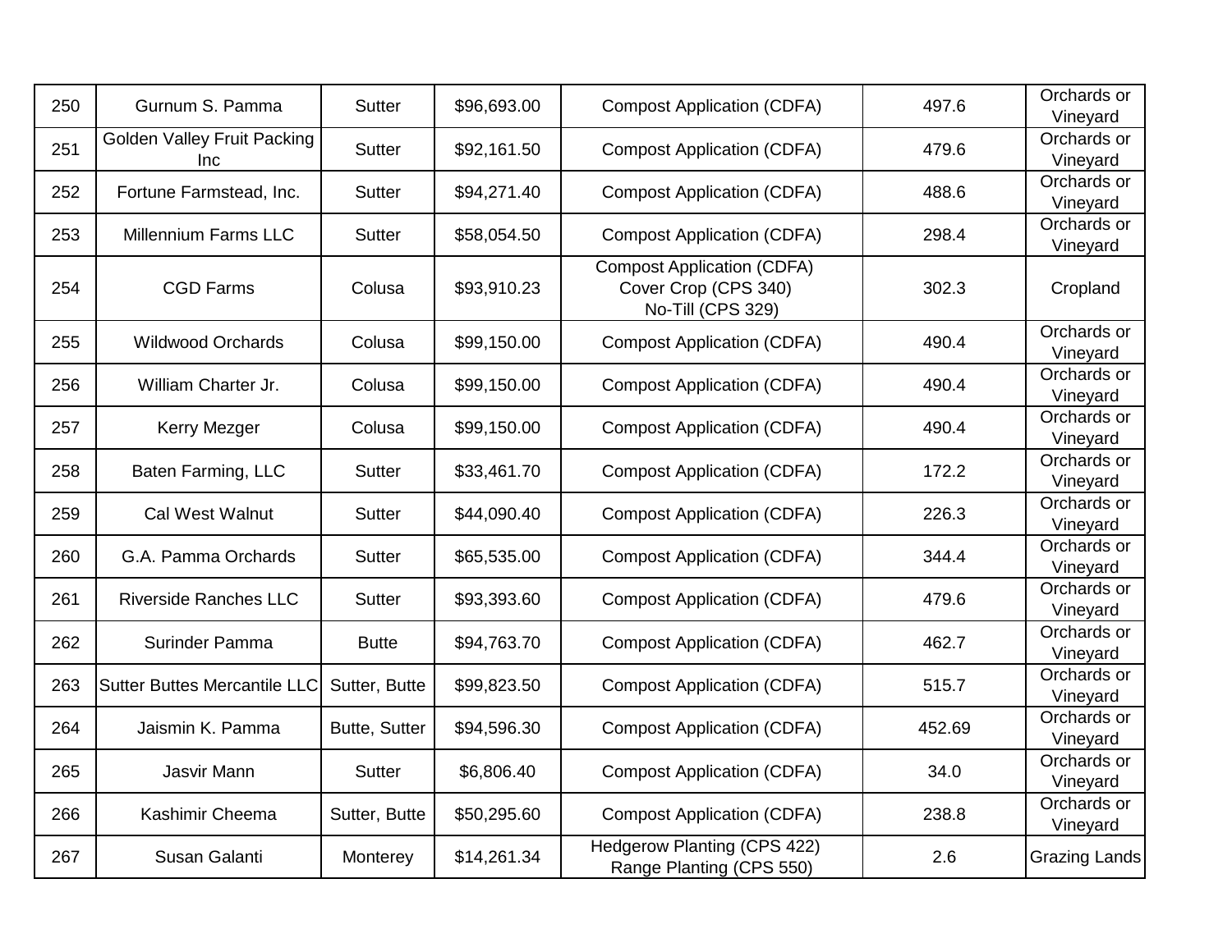| 250 | Gurnum S. Pamma | Sutter | $96,693.00 | Compost Application (CDFA) | 497.6 | Orchards or Vineyard |
|---|---|---|---|---|---|---|
| 251 | Golden Valley Fruit Packing Inc | Sutter | $92,161.50 | Compost Application (CDFA) | 479.6 | Orchards or Vineyard |
| 252 | Fortune Farmstead, Inc. | Sutter | $94,271.40 | Compost Application (CDFA) | 488.6 | Orchards or Vineyard |
| 253 | Millennium Farms LLC | Sutter | $58,054.50 | Compost Application (CDFA) | 298.4 | Orchards or Vineyard |
| 254 | CGD Farms | Colusa | $93,910.23 | Compost Application (CDFA)<br>Cover Crop (CPS 340)<br>No-Till (CPS 329) | 302.3 | Cropland |
| 255 | Wildwood Orchards | Colusa | $99,150.00 | Compost Application (CDFA) | 490.4 | Orchards or Vineyard |
| 256 | William Charter Jr. | Colusa | $99,150.00 | Compost Application (CDFA) | 490.4 | Orchards or Vineyard |
| 257 | Kerry Mezger | Colusa | $99,150.00 | Compost Application (CDFA) | 490.4 | Orchards or Vineyard |
| 258 | Baten Farming, LLC | Sutter | $33,461.70 | Compost Application (CDFA) | 172.2 | Orchards or Vineyard |
| 259 | Cal West Walnut | Sutter | $44,090.40 | Compost Application (CDFA) | 226.3 | Orchards or Vineyard |
| 260 | G.A. Pamma Orchards | Sutter | $65,535.00 | Compost Application (CDFA) | 344.4 | Orchards or Vineyard |
| 261 | Riverside Ranches LLC | Sutter | $93,393.60 | Compost Application (CDFA) | 479.6 | Orchards or Vineyard |
| 262 | Surinder Pamma | Butte | $94,763.70 | Compost Application (CDFA) | 462.7 | Orchards or Vineyard |
| 263 | Sutter Buttes Mercantile LLC | Sutter, Butte | $99,823.50 | Compost Application (CDFA) | 515.7 | Orchards or Vineyard |
| 264 | Jaismin K. Pamma | Butte, Sutter | $94,596.30 | Compost Application (CDFA) | 452.69 | Orchards or Vineyard |
| 265 | Jasvir Mann | Sutter | $6,806.40 | Compost Application (CDFA) | 34.0 | Orchards or Vineyard |
| 266 | Kashimir Cheema | Sutter, Butte | $50,295.60 | Compost Application (CDFA) | 238.8 | Orchards or Vineyard |
| 267 | Susan Galanti | Monterey | $14,261.34 | Hedgerow Planting (CPS 422)<br>Range Planting (CPS 550) | 2.6 | Grazing Lands |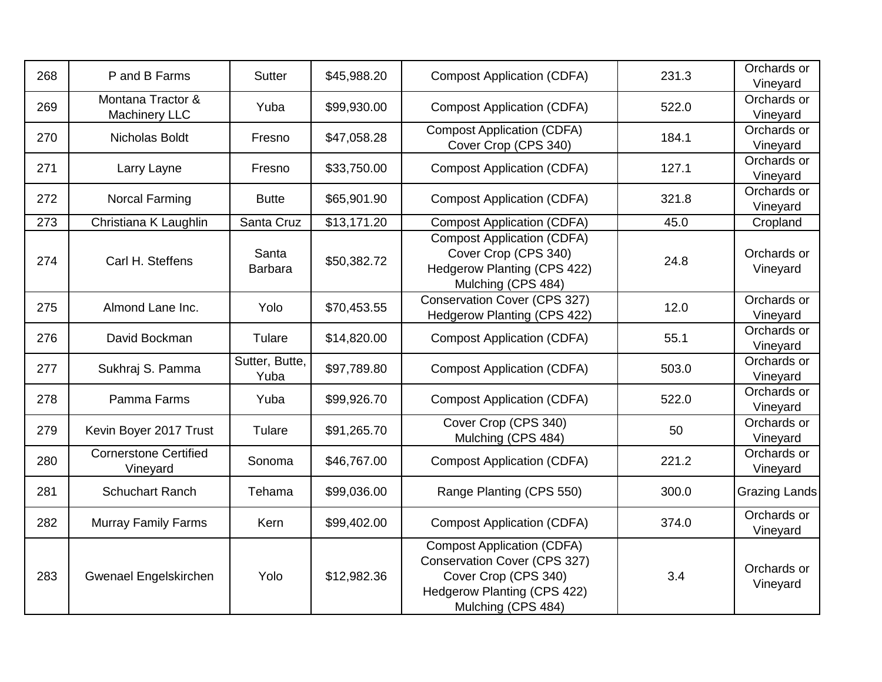| 268 | P and B Farms | Sutter | $45,988.20 | Compost Application (CDFA) | 231.3 | Orchards or Vineyard |
|---|---|---|---|---|---|---|
| 269 | Montana Tractor & Machinery LLC | Yuba | $99,930.00 | Compost Application (CDFA) | 522.0 | Orchards or Vineyard |
| 270 | Nicholas Boldt | Fresno | $47,058.28 | Compost Application (CDFA)<br>Cover Crop (CPS 340) | 184.1 | Orchards or Vineyard |
| 271 | Larry Layne | Fresno | $33,750.00 | Compost Application (CDFA) | 127.1 | Orchards or Vineyard |
| 272 | Norcal Farming | Butte | $65,901.90 | Compost Application (CDFA) | 321.8 | Orchards or Vineyard |
| 273 | Christiana K Laughlin | Santa Cruz | $13,171.20 | Compost Application (CDFA) | 45.0 | Cropland |
| 274 | Carl H. Steffens | Santa Barbara | $50,382.72 | Compost Application (CDFA)<br>Cover Crop (CPS 340)<br>Hedgerow Planting (CPS 422)<br>Mulching (CPS 484) | 24.8 | Orchards or Vineyard |
| 275 | Almond Lane Inc. | Yolo | $70,453.55 | Conservation Cover (CPS 327)<br>Hedgerow Planting (CPS 422) | 12.0 | Orchards or Vineyard |
| 276 | David Bockman | Tulare | $14,820.00 | Compost Application (CDFA) | 55.1 | Orchards or Vineyard |
| 277 | Sukhraj S. Pamma | Sutter, Butte, Yuba | $97,789.80 | Compost Application (CDFA) | 503.0 | Orchards or Vineyard |
| 278 | Pamma Farms | Yuba | $99,926.70 | Compost Application (CDFA) | 522.0 | Orchards or Vineyard |
| 279 | Kevin Boyer 2017 Trust | Tulare | $91,265.70 | Cover Crop (CPS 340)<br>Mulching (CPS 484) | 50 | Orchards or Vineyard |
| 280 | Cornerstone Certified Vineyard | Sonoma | $46,767.00 | Compost Application (CDFA) | 221.2 | Orchards or Vineyard |
| 281 | Schuchart Ranch | Tehama | $99,036.00 | Range Planting (CPS 550) | 300.0 | Grazing Lands |
| 282 | Murray Family Farms | Kern | $99,402.00 | Compost Application (CDFA) | 374.0 | Orchards or Vineyard |
| 283 | Gwenael Engelskirchen | Yolo | $12,982.36 | Compost Application (CDFA)<br>Conservation Cover (CPS 327)<br>Cover Crop (CPS 340)<br>Hedgerow Planting (CPS 422)<br>Mulching (CPS 484) | 3.4 | Orchards or Vineyard |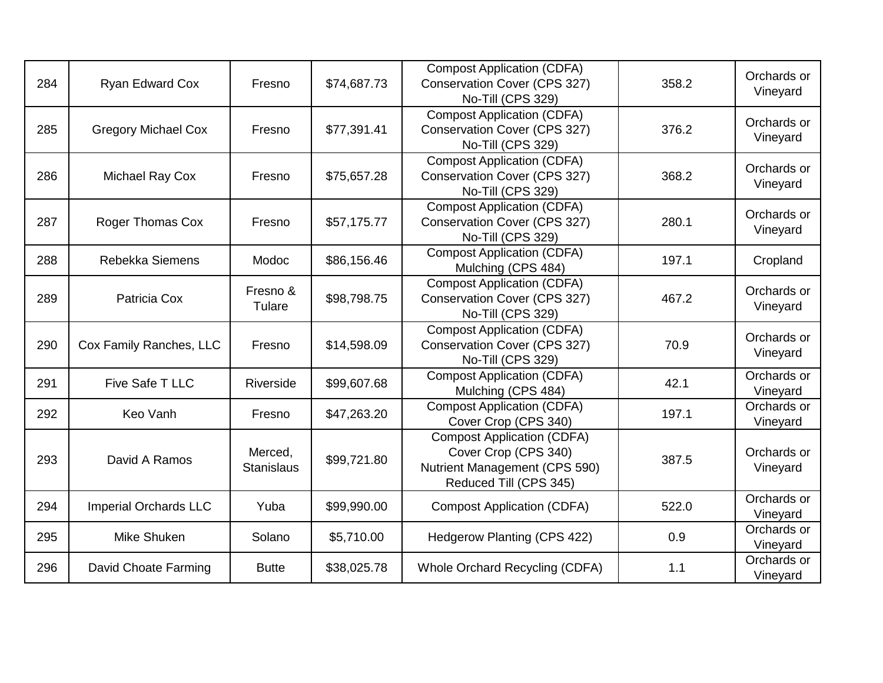| 284 | Ryan Edward Cox | Fresno | $74,687.73 | Compost Application (CDFA)<br>Conservation Cover (CPS 327)<br>No-Till (CPS 329) | 358.2 | Orchards or Vineyard |
|---|---|---|---|---|---|---|
| 285 | Gregory Michael Cox | Fresno | $77,391.41 | Compost Application (CDFA)<br>Conservation Cover (CPS 327)<br>No-Till (CPS 329) | 376.2 | Orchards or Vineyard |
| 286 | Michael Ray Cox | Fresno | $75,657.28 | Compost Application (CDFA)<br>Conservation Cover (CPS 327)<br>No-Till (CPS 329) | 368.2 | Orchards or Vineyard |
| 287 | Roger Thomas Cox | Fresno | $57,175.77 | Compost Application (CDFA)<br>Conservation Cover (CPS 327)<br>No-Till (CPS 329) | 280.1 | Orchards or Vineyard |
| 288 | Rebekka Siemens | Modoc | $86,156.46 | Compost Application (CDFA)<br>Mulching (CPS 484) | 197.1 | Cropland |
| 289 | Patricia Cox | Fresno & Tulare | $98,798.75 | Compost Application (CDFA)<br>Conservation Cover (CPS 327)<br>No-Till (CPS 329) | 467.2 | Orchards or Vineyard |
| 290 | Cox Family Ranches, LLC | Fresno | $14,598.09 | Compost Application (CDFA)<br>Conservation Cover (CPS 327)<br>No-Till (CPS 329) | 70.9 | Orchards or Vineyard |
| 291 | Five Safe T LLC | Riverside | $99,607.68 | Compost Application (CDFA)<br>Mulching (CPS 484) | 42.1 | Orchards or Vineyard |
| 292 | Keo Vanh | Fresno | $47,263.20 | Compost Application (CDFA)<br>Cover Crop (CPS 340) | 197.1 | Orchards or Vineyard |
| 293 | David A Ramos | Merced, Stanislaus | $99,721.80 | Compost Application (CDFA)<br>Cover Crop (CPS 340)<br>Nutrient Management (CPS 590)<br>Reduced Till (CPS 345) | 387.5 | Orchards or Vineyard |
| 294 | Imperial Orchards LLC | Yuba | $99,990.00 | Compost Application (CDFA) | 522.0 | Orchards or Vineyard |
| 295 | Mike Shuken | Solano | $5,710.00 | Hedgerow Planting (CPS 422) | 0.9 | Orchards or Vineyard |
| 296 | David Choate Farming | Butte | $38,025.78 | Whole Orchard Recycling (CDFA) | 1.1 | Orchards or Vineyard |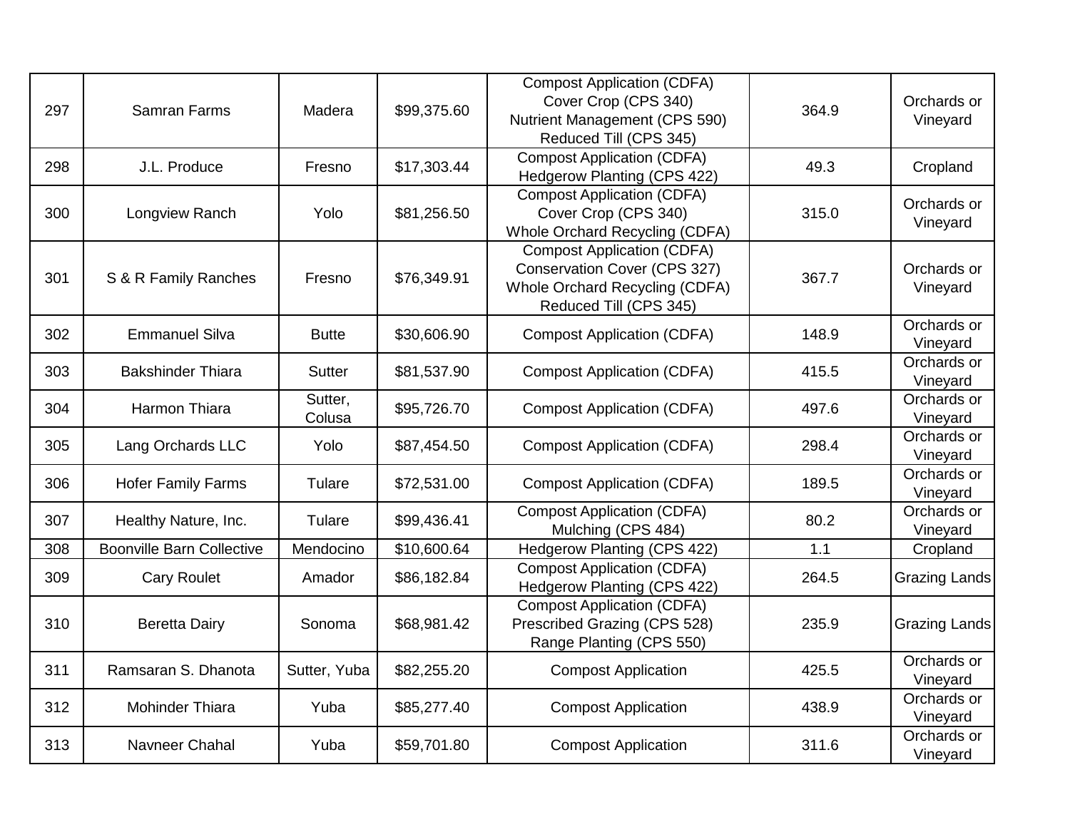| | | | | | | |
|---|---|---|---|---|---|---|
| 297 | Samran Farms | Madera | $99,375.60 | Compost Application (CDFA)<br>Cover Crop (CPS 340)<br>Nutrient Management (CPS 590)<br>Reduced Till (CPS 345) | 364.9 | Orchards or Vineyard |
| 298 | J.L. Produce | Fresno | $17,303.44 | Compost Application (CDFA)<br>Hedgerow Planting (CPS 422) | 49.3 | Cropland |
| 300 | Longview Ranch | Yolo | $81,256.50 | Compost Application (CDFA)<br>Cover Crop (CPS 340)<br>Whole Orchard Recycling (CDFA) | 315.0 | Orchards or Vineyard |
| 301 | S & R Family Ranches | Fresno | $76,349.91 | Compost Application (CDFA)<br>Conservation Cover (CPS 327)<br>Whole Orchard Recycling (CDFA)<br>Reduced Till (CPS 345) | 367.7 | Orchards or Vineyard |
| 302 | Emmanuel Silva | Butte | $30,606.90 | Compost Application (CDFA) | 148.9 | Orchards or Vineyard |
| 303 | Bakshinder Thiara | Sutter | $81,537.90 | Compost Application (CDFA) | 415.5 | Orchards or Vineyard |
| 304 | Harmon Thiara | Sutter, Colusa | $95,726.70 | Compost Application (CDFA) | 497.6 | Orchards or Vineyard |
| 305 | Lang Orchards LLC | Yolo | $87,454.50 | Compost Application (CDFA) | 298.4 | Orchards or Vineyard |
| 306 | Hofer Family Farms | Tulare | $72,531.00 | Compost Application (CDFA) | 189.5 | Orchards or Vineyard |
| 307 | Healthy Nature, Inc. | Tulare | $99,436.41 | Compost Application (CDFA)<br>Mulching (CPS 484) | 80.2 | Orchards or Vineyard |
| 308 | Boonville Barn Collective | Mendocino | $10,600.64 | Hedgerow Planting (CPS 422) | 1.1 | Cropland |
| 309 | Cary Roulet | Amador | $86,182.84 | Compost Application (CDFA)<br>Hedgerow Planting (CPS 422) | 264.5 | Grazing Lands |
| 310 | Beretta Dairy | Sonoma | $68,981.42 | Compost Application (CDFA)<br>Prescribed Grazing (CPS 528)<br>Range Planting (CPS 550) | 235.9 | Grazing Lands |
| 311 | Ramsaran S. Dhanota | Sutter, Yuba | $82,255.20 | Compost Application | 425.5 | Orchards or Vineyard |
| 312 | Mohinder Thiara | Yuba | $85,277.40 | Compost Application | 438.9 | Orchards or Vineyard |
| 313 | Navneer Chahal | Yuba | $59,701.80 | Compost Application | 311.6 | Orchards or Vineyard |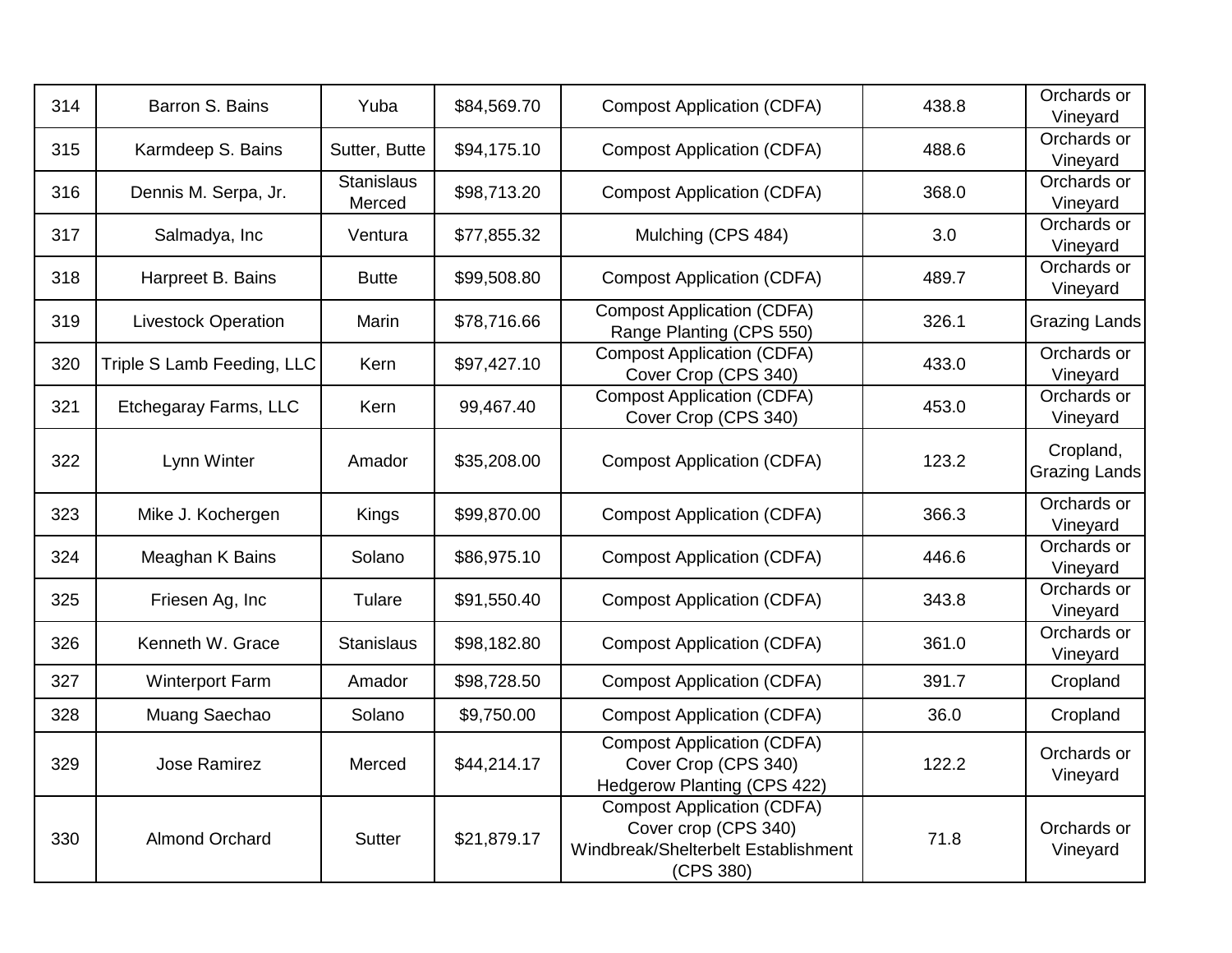| | | | | | | |
|---|---|---|---|---|---|---|
| 314 | Barron S. Bains | Yuba | $84,569.70 | Compost Application (CDFA) | 438.8 | Orchards or Vineyard |
| 315 | Karmdeep S. Bains | Sutter, Butte | $94,175.10 | Compost Application (CDFA) | 488.6 | Orchards or Vineyard |
| 316 | Dennis M. Serpa, Jr. | Stanislaus Merced | $98,713.20 | Compost Application (CDFA) | 368.0 | Orchards or Vineyard |
| 317 | Salmadya, Inc | Ventura | $77,855.32 | Mulching (CPS 484) | 3.0 | Orchards or Vineyard |
| 318 | Harpreet B. Bains | Butte | $99,508.80 | Compost Application (CDFA) | 489.7 | Orchards or Vineyard |
| 319 | Livestock Operation | Marin | $78,716.66 | Compost Application (CDFA)<br>Range Planting (CPS 550) | 326.1 | Grazing Lands |
| 320 | Triple S Lamb Feeding, LLC | Kern | $97,427.10 | Compost Application (CDFA)<br>Cover Crop (CPS 340) | 433.0 | Orchards or Vineyard |
| 321 | Etchegaray Farms, LLC | Kern | 99,467.40 | Compost Application (CDFA)<br>Cover Crop (CPS 340) | 453.0 | Orchards or Vineyard |
| 322 | Lynn Winter | Amador | $35,208.00 | Compost Application (CDFA) | 123.2 | Cropland, Grazing Lands |
| 323 | Mike J. Kochergen | Kings | $99,870.00 | Compost Application (CDFA) | 366.3 | Orchards or Vineyard |
| 324 | Meaghan K Bains | Solano | $86,975.10 | Compost Application (CDFA) | 446.6 | Orchards or Vineyard |
| 325 | Friesen Ag, Inc | Tulare | $91,550.40 | Compost Application (CDFA) | 343.8 | Orchards or Vineyard |
| 326 | Kenneth W. Grace | Stanislaus | $98,182.80 | Compost Application (CDFA) | 361.0 | Orchards or Vineyard |
| 327 | Winterport Farm | Amador | $98,728.50 | Compost Application (CDFA) | 391.7 | Cropland |
| 328 | Muang Saechao | Solano | $9,750.00 | Compost Application (CDFA) | 36.0 | Cropland |
| 329 | Jose Ramirez | Merced | $44,214.17 | Compost Application (CDFA)<br>Cover Crop (CPS 340)<br>Hedgerow Planting (CPS 422) | 122.2 | Orchards or Vineyard |
| 330 | Almond Orchard | Sutter | $21,879.17 | Compost Application (CDFA)<br>Cover crop (CPS 340)<br>Windbreak/Shelterbelt Establishment (CPS 380) | 71.8 | Orchards or Vineyard |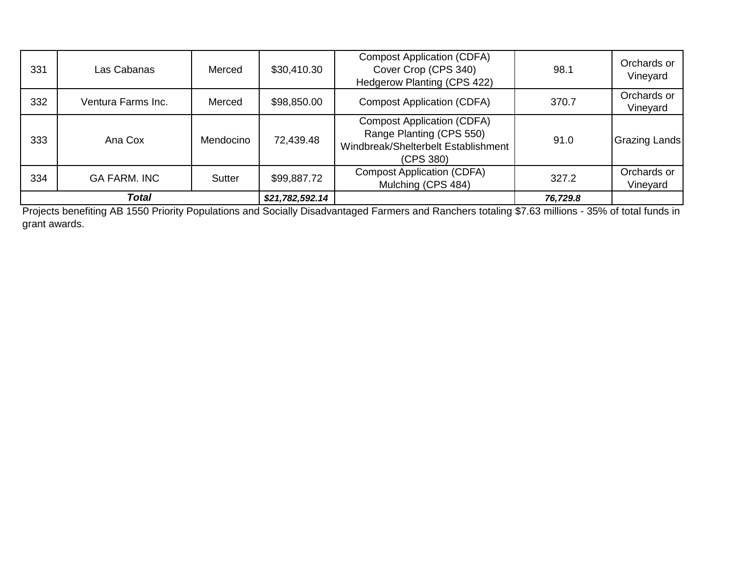| | | | | | | |
|---|---|---|---|---|---|---|
| 331 | Las Cabanas | Merced | $30,410.30 | Compost Application (CDFA)<br>Cover Crop (CPS 340)<br>Hedgerow Planting (CPS 422) | 98.1 | Orchards or Vineyard |
| 332 | Ventura Farms Inc. | Merced | $98,850.00 | Compost Application (CDFA) | 370.7 | Orchards or Vineyard |
| 333 | Ana Cox | Mendocino | 72,439.48 | Compost Application (CDFA)<br>Range Planting (CPS 550)<br>Windbreak/Shelterbelt Establishment (CPS 380) | 91.0 | Grazing Lands |
| 334 | GA FARM. INC | Sutter | $99,887.72 | Compost Application (CDFA)<br>Mulching (CPS 484) | 327.2 | Orchards or Vineyard |
| ***Total*** | | | ***$21,782,592.14*** | | ***76,729.8*** | |

Projects benefiting AB 1550 Priority Populations and Socially Disadvantaged Farmers and Ranchers totaling $7.63 millions - 35% of total funds in grant awards.